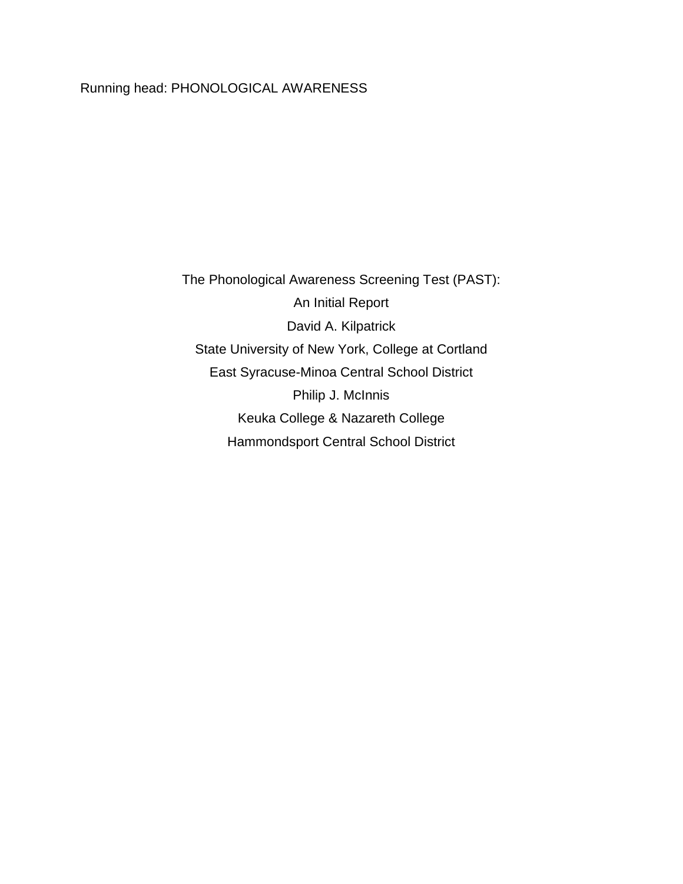# The Phonological Awareness Screening Test (PAST): An Initial Report

David A. Kilpatrick

State University of New York, College at Cortland

East Syracuse-Minoa Central School District

Philip J. McInnis

Keuka College & Nazareth College

Hammondsport Central School District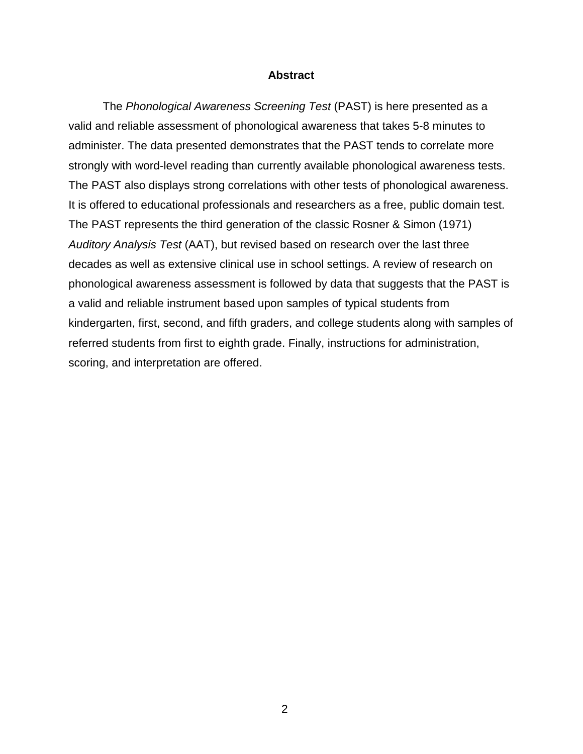## Abstract

The *Phonological Awareness Screening Test* (PAST) is here presented as a valid and reliable assessment of phonological awareness that takes 5-8 minutes to administer. The data presented demonstrates that the PAST tends to correlate more strongly with word-level reading than currently available phonological awareness tests. The PAST also displays strong correlations with other tests of phonological awareness. It is offered to educational professionals and researchers as a free, public domain test. The PAST represents the third generation of the classic Rosner & Simon (1971) *Auditory Analysis Test* (AAT), but revised based on research over the last three decades as well as extensive clinical use in school settings. A review of research on phonological awareness assessment is followed by data that suggests that the PAST is a valid and reliable instrument based upon samples of typical students from kindergarten, first, second, and fifth graders, and college students along with samples of referred students from first to eighth grade. Finally, instructions for administration, scoring, and interpretation are offered.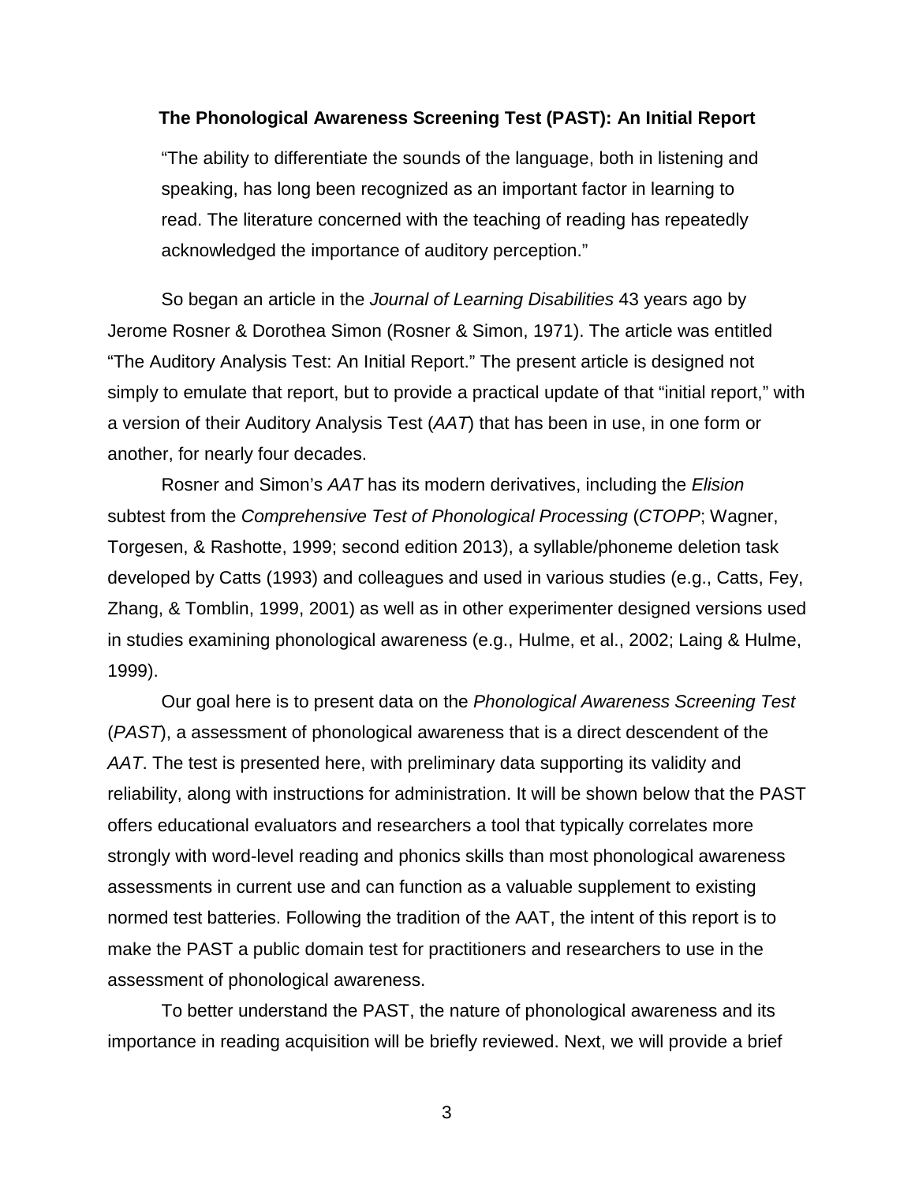### The Phonological Awareness Screening Test (PAST): An Initial Report

> "The ability to differentiate the sounds of the language, both in listening and speaking, has long been recognized as an important factor in learning to read. The literature concerned with the teaching of reading has repeatedly acknowledged the importance of auditory perception."

So began an article in the *Journal of Learning Disabilities* 43 years ago by Jerome Rosner & Dorothea Simon (Rosner & Simon, 1971). The article was entitled "The Auditory Analysis Test: An Initial Report." The present article is designed not simply to emulate that report, but to provide a practical update of that "initial report," with a version of their Auditory Analysis Test (*AAT*) that has been in use, in one form or another, for nearly four decades.

Rosner and Simon's *AAT* has its modern derivatives, including the *Elision* subtest from the *Comprehensive Test of Phonological Processing* (*CTOPP*; Wagner, Torgesen, & Rashotte, 1999; second edition 2013), a syllable/phoneme deletion task developed by Catts (1993) and colleagues and used in various studies (e.g., Catts, Fey, Zhang, & Tomblin, 1999, 2001) as well as in other experimenter designed versions used in studies examining phonological awareness (e.g., Hulme, et al., 2002; Laing & Hulme, 1999).

Our goal here is to present data on the *Phonological Awareness Screening Test* (*PAST*), a assessment of phonological awareness that is a direct descendent of the *AAT*. The test is presented here, with preliminary data supporting its validity and reliability, along with instructions for administration. It will be shown below that the PAST offers educational evaluators and researchers a tool that typically correlates more strongly with word-level reading and phonics skills than most phonological awareness assessments in current use and can function as a valuable supplement to existing normed test batteries. Following the tradition of the AAT, the intent of this report is to make the PAST a public domain test for practitioners and researchers to use in the assessment of phonological awareness.

To better understand the PAST, the nature of phonological awareness and its importance in reading acquisition will be briefly reviewed. Next, we will provide a brief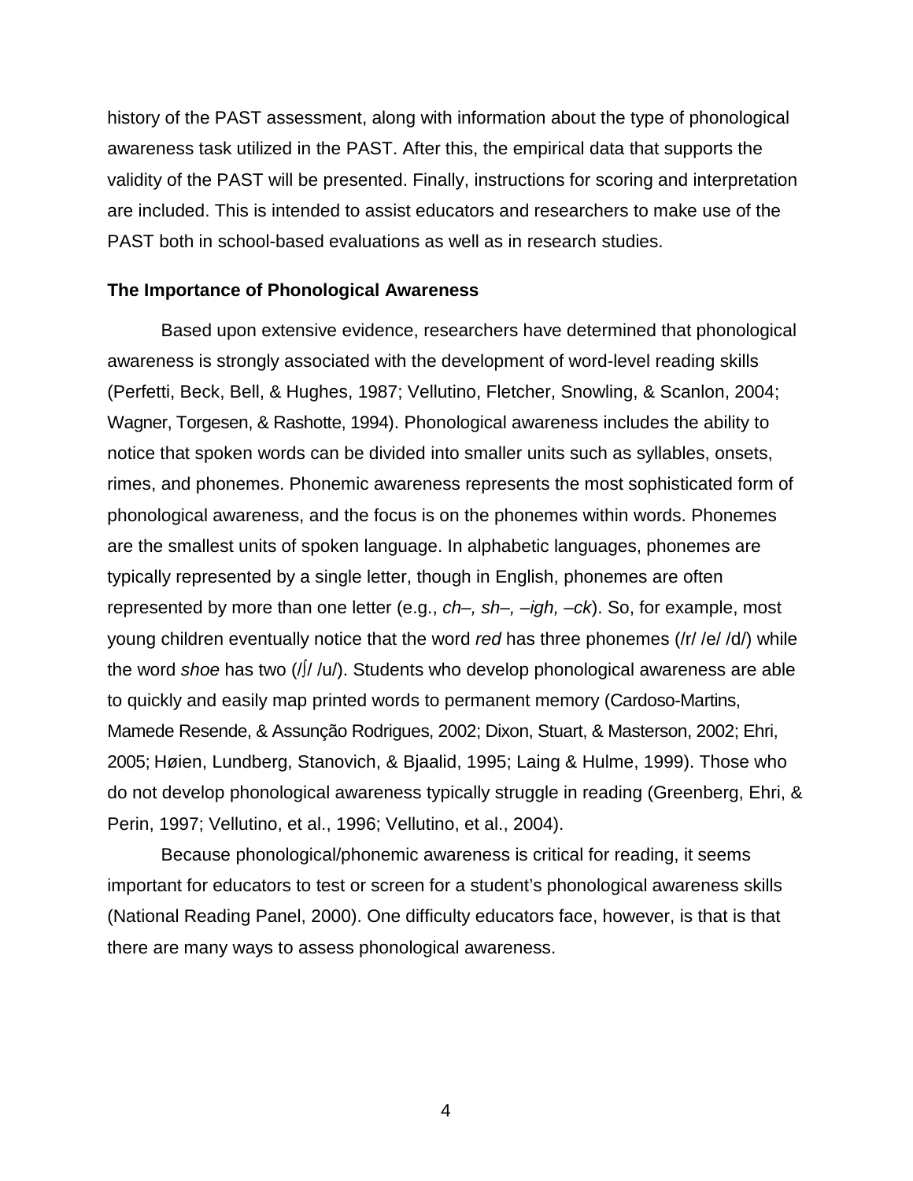history of the PAST assessment, along with information about the type of phonological awareness task utilized in the PAST. After this, the empirical data that supports the validity of the PAST will be presented. Finally, instructions for scoring and interpretation are included. This is intended to assist educators and researchers to make use of the PAST both in school-based evaluations as well as in research studies.

**The Importance of Phonological Awareness**

Based upon extensive evidence, researchers have determined that phonological awareness is strongly associated with the development of word-level reading skills (Perfetti, Beck, Bell, & Hughes, 1987; Vellutino, Fletcher, Snowling, & Scanlon, 2004; Wagner, Torgesen, & Rashotte, 1994). Phonological awareness includes the ability to notice that spoken words can be divided into smaller units such as syllables, onsets, rimes, and phonemes. Phonemic awareness represents the most sophisticated form of phonological awareness, and the focus is on the phonemes within words. Phonemes are the smallest units of spoken language. In alphabetic languages, phonemes are typically represented by a single letter, though in English, phonemes are often represented by more than one letter (e.g., *ch–, sh–, –igh, –ck*). So, for example, most young children eventually notice that the word *red* has three phonemes (/r/ /e/ /d/) while the word *shoe* has two (/ʃ/ /u/). Students who develop phonological awareness are able to quickly and easily map printed words to permanent memory (Cardoso-Martins, Mamede Resende, & Assunção Rodrigues, 2002; Dixon, Stuart, & Masterson, 2002; Ehri, 2005; Høien, Lundberg, Stanovich, & Bjaalid, 1995; Laing & Hulme, 1999). Those who do not develop phonological awareness typically struggle in reading (Greenberg, Ehri, & Perin, 1997; Vellutino, et al., 1996; Vellutino, et al., 2004).

Because phonological/phonemic awareness is critical for reading, it seems important for educators to test or screen for a student's phonological awareness skills (National Reading Panel, 2000). One difficulty educators face, however, is that is that there are many ways to assess phonological awareness.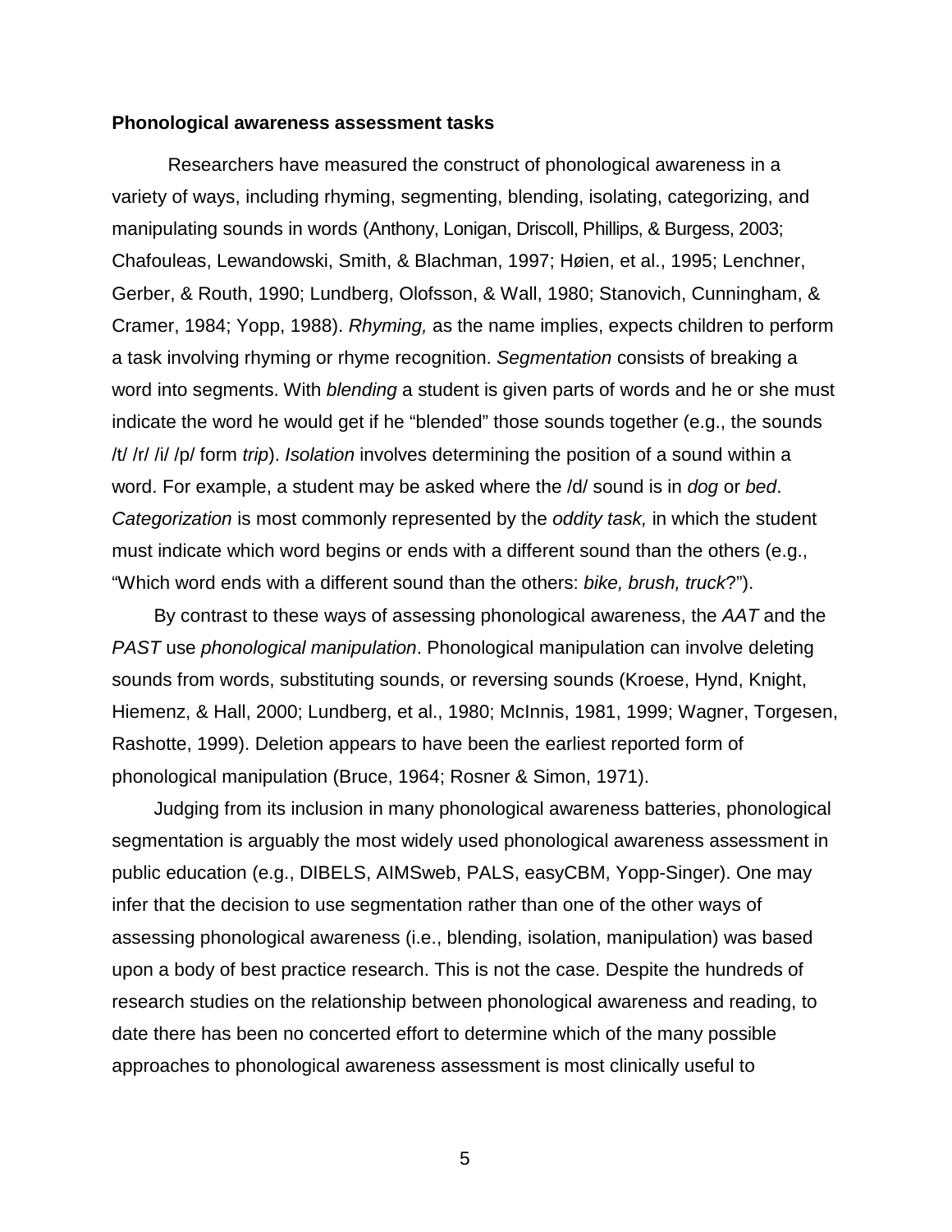**Phonological awareness assessment tasks**

Researchers have measured the construct of phonological awareness in a variety of ways, including rhyming, segmenting, blending, isolating, categorizing, and manipulating sounds in words (Anthony, Lonigan, Driscoll, Phillips, & Burgess, 2003; Chafouleas, Lewandowski, Smith, & Blachman, 1997; Høien, et al., 1995; Lenchner, Gerber, & Routh, 1990; Lundberg, Olofsson, & Wall, 1980; Stanovich, Cunningham, & Cramer, 1984; Yopp, 1988). *Rhyming,* as the name implies, expects children to perform a task involving rhyming or rhyme recognition. *Segmentation* consists of breaking a word into segments. With *blending* a student is given parts of words and he or she must indicate the word he would get if he "blended" those sounds together (e.g., the sounds /t/ /r/ /i/ /p/ form *trip*). *Isolation* involves determining the position of a sound within a word. For example, a student may be asked where the /d/ sound is in *dog* or *bed*. *Categorization* is most commonly represented by the *oddity task,* in which the student must indicate which word begins or ends with a different sound than the others (e.g., "Which word ends with a different sound than the others: *bike, brush, truck*?").

By contrast to these ways of assessing phonological awareness, the *AAT* and the *PAST* use *phonological manipulation*. Phonological manipulation can involve deleting sounds from words, substituting sounds, or reversing sounds (Kroese, Hynd, Knight, Hiemenz, & Hall, 2000; Lundberg, et al., 1980; McInnis, 1981, 1999; Wagner, Torgesen, Rashotte, 1999). Deletion appears to have been the earliest reported form of phonological manipulation (Bruce, 1964; Rosner & Simon, 1971).

Judging from its inclusion in many phonological awareness batteries, phonological segmentation is arguably the most widely used phonological awareness assessment in public education (e.g., DIBELS, AIMSweb, PALS, easyCBM, Yopp-Singer). One may infer that the decision to use segmentation rather than one of the other ways of assessing phonological awareness (i.e., blending, isolation, manipulation) was based upon a body of best practice research. This is not the case. Despite the hundreds of research studies on the relationship between phonological awareness and reading, to date there has been no concerted effort to determine which of the many possible approaches to phonological awareness assessment is most clinically useful to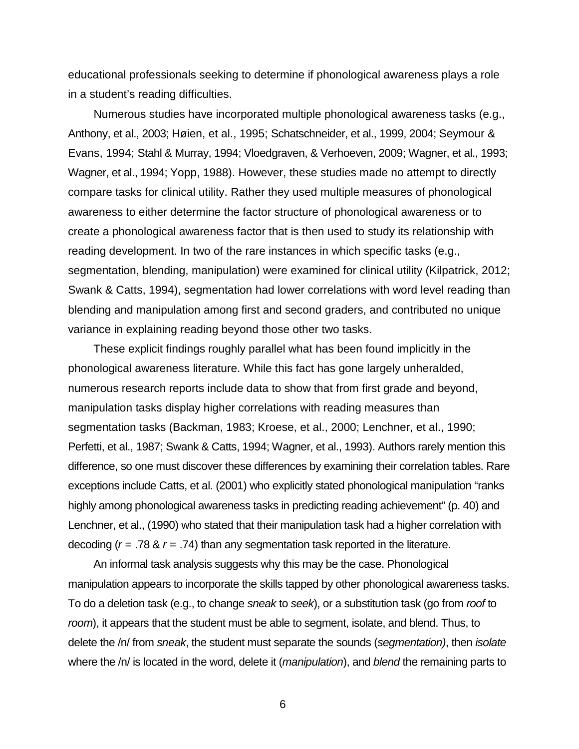educational professionals seeking to determine if phonological awareness plays a role in a student's reading difficulties.

Numerous studies have incorporated multiple phonological awareness tasks (e.g., Anthony, et al., 2003; Høien, et al., 1995; Schatschneider, et al., 1999, 2004; Seymour & Evans, 1994; Stahl & Murray, 1994; Vloedgraven, & Verhoeven, 2009; Wagner, et al., 1993; Wagner, et al., 1994; Yopp, 1988). However, these studies made no attempt to directly compare tasks for clinical utility. Rather they used multiple measures of phonological awareness to either determine the factor structure of phonological awareness or to create a phonological awareness factor that is then used to study its relationship with reading development. In two of the rare instances in which specific tasks (e.g., segmentation, blending, manipulation) were examined for clinical utility (Kilpatrick, 2012; Swank & Catts, 1994), segmentation had lower correlations with word level reading than blending and manipulation among first and second graders, and contributed no unique variance in explaining reading beyond those other two tasks.

These explicit findings roughly parallel what has been found implicitly in the phonological awareness literature. While this fact has gone largely unheralded, numerous research reports include data to show that from first grade and beyond, manipulation tasks display higher correlations with reading measures than segmentation tasks (Backman, 1983; Kroese, et al., 2000; Lenchner, et al., 1990; Perfetti, et al., 1987; Swank & Catts, 1994; Wagner, et al., 1993). Authors rarely mention this difference, so one must discover these differences by examining their correlation tables. Rare exceptions include Catts, et al. (2001) who explicitly stated phonological manipulation "ranks highly among phonological awareness tasks in predicting reading achievement" (p. 40) and Lenchner, et al., (1990) who stated that their manipulation task had a higher correlation with decoding ($r$ = .78 & $r$ = .74) than any segmentation task reported in the literature.

An informal task analysis suggests why this may be the case. Phonological manipulation appears to incorporate the skills tapped by other phonological awareness tasks. To do a deletion task (e.g., to change *sneak* to *seek*), or a substitution task (go from *roof* to *room*), it appears that the student must be able to segment, isolate, and blend. Thus, to delete the /n/ from *sneak*, the student must separate the sounds (*segmentation)*, then *isolate* where the /n/ is located in the word, delete it (*manipulation*), and *blend* the remaining parts to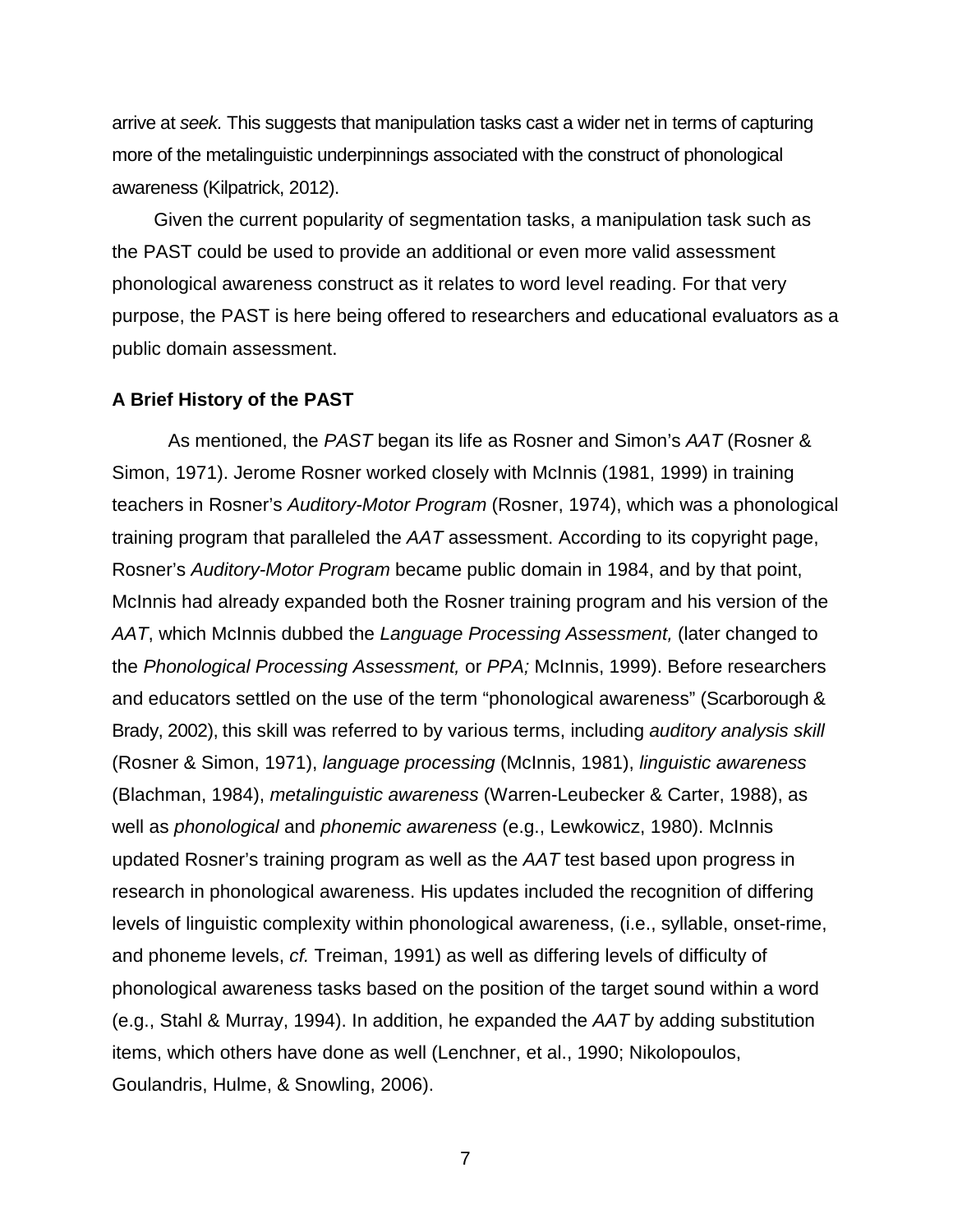arrive at *seek.* This suggests that manipulation tasks cast a wider net in terms of capturing more of the metalinguistic underpinnings associated with the construct of phonological awareness (Kilpatrick, 2012).

Given the current popularity of segmentation tasks, a manipulation task such as the PAST could be used to provide an additional or even more valid assessment phonological awareness construct as it relates to word level reading. For that very purpose, the PAST is here being offered to researchers and educational evaluators as a public domain assessment.

**A Brief History of the PAST**

As mentioned, the *PAST* began its life as Rosner and Simon's *AAT* (Rosner & Simon, 1971). Jerome Rosner worked closely with McInnis (1981, 1999) in training teachers in Rosner's *Auditory-Motor Program* (Rosner, 1974), which was a phonological training program that paralleled the *AAT* assessment. According to its copyright page, Rosner's *Auditory-Motor Program* became public domain in 1984, and by that point, McInnis had already expanded both the Rosner training program and his version of the *AAT*, which McInnis dubbed the *Language Processing Assessment,* (later changed to the *Phonological Processing Assessment,* or *PPA;* McInnis, 1999). Before researchers and educators settled on the use of the term "phonological awareness" (Scarborough & Brady, 2002), this skill was referred to by various terms, including *auditory analysis skill* (Rosner & Simon, 1971), *language processing* (McInnis, 1981), *linguistic awareness* (Blachman, 1984), *metalinguistic awareness* (Warren-Leubecker & Carter, 1988), as well as *phonological* and *phonemic awareness* (e.g., Lewkowicz, 1980). McInnis updated Rosner's training program as well as the *AAT* test based upon progress in research in phonological awareness. His updates included the recognition of differing levels of linguistic complexity within phonological awareness, (i.e., syllable, onset-rime, and phoneme levels, *cf.* Treiman, 1991) as well as differing levels of difficulty of phonological awareness tasks based on the position of the target sound within a word (e.g., Stahl & Murray, 1994). In addition, he expanded the *AAT* by adding substitution items, which others have done as well (Lenchner, et al., 1990; Nikolopoulos, Goulandris, Hulme, & Snowling, 2006).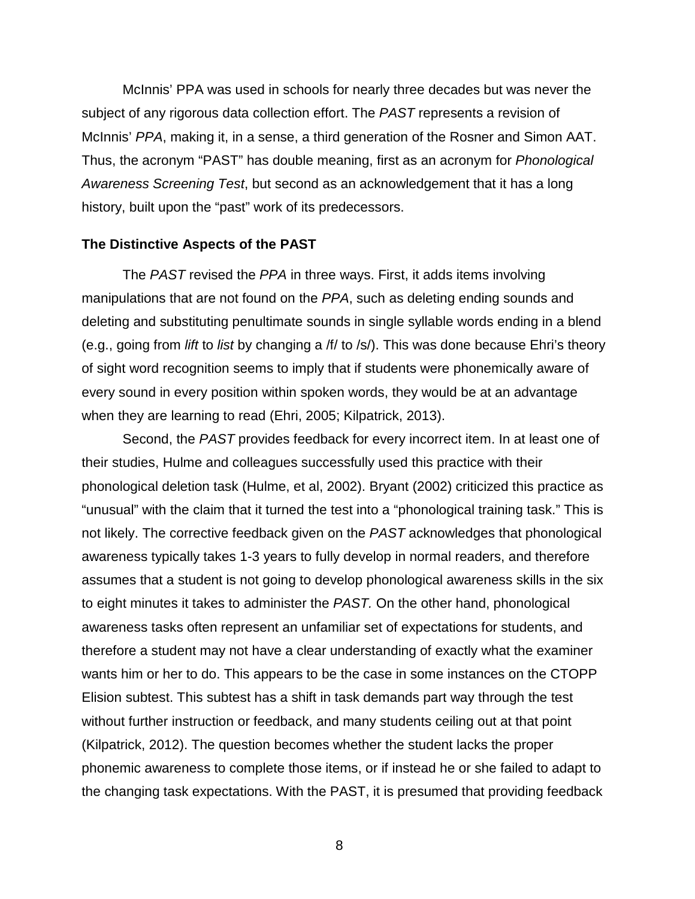McInnis' PPA was used in schools for nearly three decades but was never the subject of any rigorous data collection effort. The *PAST* represents a revision of McInnis' *PPA*, making it, in a sense, a third generation of the Rosner and Simon AAT. Thus, the acronym "PAST" has double meaning, first as an acronym for *Phonological Awareness Screening Test*, but second as an acknowledgement that it has a long history, built upon the "past" work of its predecessors.

### The Distinctive Aspects of the PAST

The *PAST* revised the *PPA* in three ways. First, it adds items involving manipulations that are not found on the *PPA*, such as deleting ending sounds and deleting and substituting penultimate sounds in single syllable words ending in a blend (e.g., going from *lift* to *list* by changing a /f/ to /s/). This was done because Ehri's theory of sight word recognition seems to imply that if students were phonemically aware of every sound in every position within spoken words, they would be at an advantage when they are learning to read (Ehri, 2005; Kilpatrick, 2013).

Second, the *PAST* provides feedback for every incorrect item. In at least one of their studies, Hulme and colleagues successfully used this practice with their phonological deletion task (Hulme, et al, 2002). Bryant (2002) criticized this practice as "unusual" with the claim that it turned the test into a "phonological training task." This is not likely. The corrective feedback given on the *PAST* acknowledges that phonological awareness typically takes 1-3 years to fully develop in normal readers, and therefore assumes that a student is not going to develop phonological awareness skills in the six to eight minutes it takes to administer the *PAST.* On the other hand, phonological awareness tasks often represent an unfamiliar set of expectations for students, and therefore a student may not have a clear understanding of exactly what the examiner wants him or her to do. This appears to be the case in some instances on the CTOPP Elision subtest. This subtest has a shift in task demands part way through the test without further instruction or feedback, and many students ceiling out at that point (Kilpatrick, 2012). The question becomes whether the student lacks the proper phonemic awareness to complete those items, or if instead he or she failed to adapt to the changing task expectations. With the PAST, it is presumed that providing feedback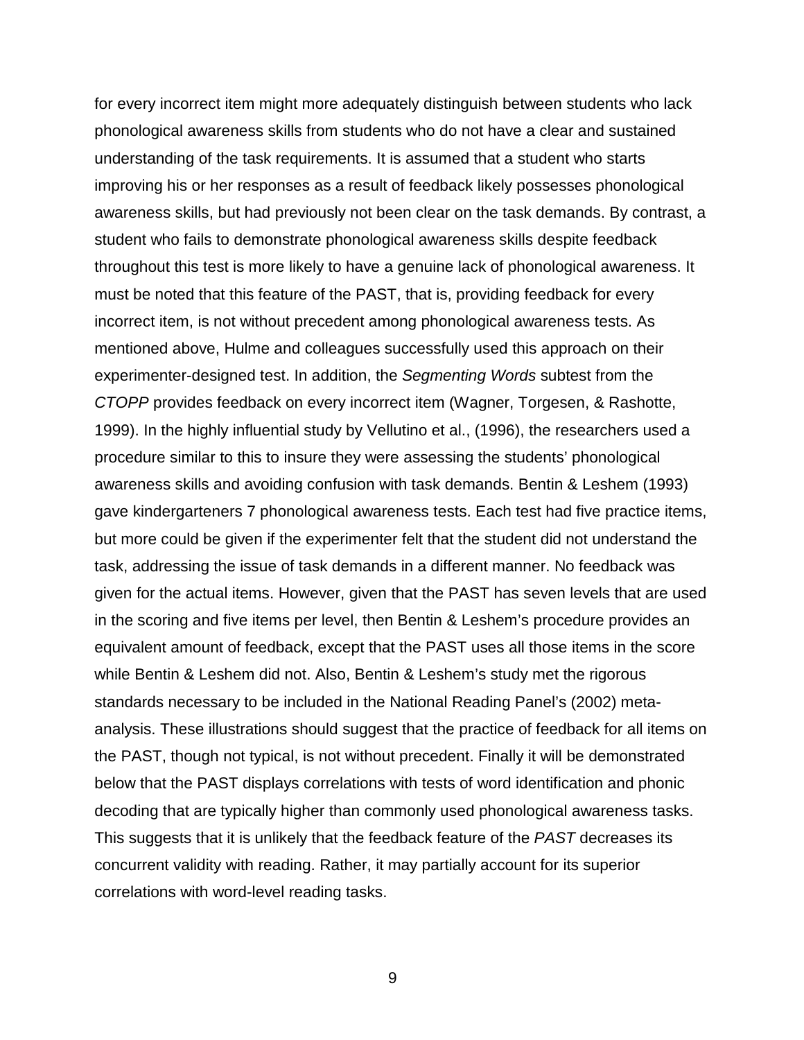for every incorrect item might more adequately distinguish between students who lack phonological awareness skills from students who do not have a clear and sustained understanding of the task requirements. It is assumed that a student who starts improving his or her responses as a result of feedback likely possesses phonological awareness skills, but had previously not been clear on the task demands. By contrast, a student who fails to demonstrate phonological awareness skills despite feedback throughout this test is more likely to have a genuine lack of phonological awareness. It must be noted that this feature of the PAST, that is, providing feedback for every incorrect item, is not without precedent among phonological awareness tests. As mentioned above, Hulme and colleagues successfully used this approach on their experimenter-designed test. In addition, the *Segmenting Words* subtest from the *CTOPP* provides feedback on every incorrect item (Wagner, Torgesen, & Rashotte, 1999). In the highly influential study by Vellutino et al., (1996), the researchers used a procedure similar to this to insure they were assessing the students' phonological awareness skills and avoiding confusion with task demands. Bentin & Leshem (1993) gave kindergarteners 7 phonological awareness tests. Each test had five practice items, but more could be given if the experimenter felt that the student did not understand the task, addressing the issue of task demands in a different manner. No feedback was given for the actual items. However, given that the PAST has seven levels that are used in the scoring and five items per level, then Bentin & Leshem's procedure provides an equivalent amount of feedback, except that the PAST uses all those items in the score while Bentin & Leshem did not. Also, Bentin & Leshem's study met the rigorous standards necessary to be included in the National Reading Panel's (2002) meta-analysis. These illustrations should suggest that the practice of feedback for all items on the PAST, though not typical, is not without precedent. Finally it will be demonstrated below that the PAST displays correlations with tests of word identification and phonic decoding that are typically higher than commonly used phonological awareness tasks. This suggests that it is unlikely that the feedback feature of the *PAST* decreases its concurrent validity with reading. Rather, it may partially account for its superior correlations with word-level reading tasks.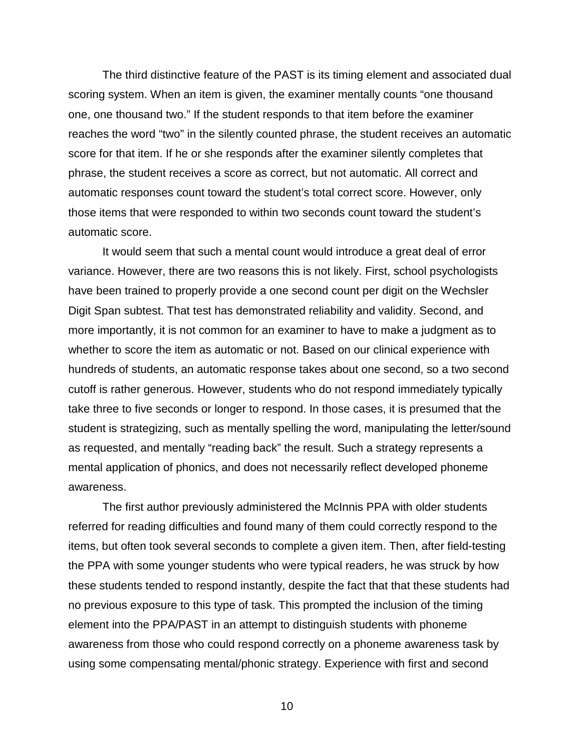The third distinctive feature of the PAST is its timing element and associated dual scoring system. When an item is given, the examiner mentally counts “one thousand one, one thousand two.” If the student responds to that item before the examiner reaches the word “two” in the silently counted phrase, the student receives an automatic score for that item. If he or she responds after the examiner silently completes that phrase, the student receives a score as correct, but not automatic. All correct and automatic responses count toward the student’s total correct score. However, only those items that were responded to within two seconds count toward the student’s automatic score.

It would seem that such a mental count would introduce a great deal of error variance. However, there are two reasons this is not likely. First, school psychologists have been trained to properly provide a one second count per digit on the Wechsler Digit Span subtest. That test has demonstrated reliability and validity. Second, and more importantly, it is not common for an examiner to have to make a judgment as to whether to score the item as automatic or not. Based on our clinical experience with hundreds of students, an automatic response takes about one second, so a two second cutoff is rather generous. However, students who do not respond immediately typically take three to five seconds or longer to respond. In those cases, it is presumed that the student is strategizing, such as mentally spelling the word, manipulating the letter/sound as requested, and mentally “reading back” the result. Such a strategy represents a mental application of phonics, and does not necessarily reflect developed phoneme awareness.

The first author previously administered the McInnis PPA with older students referred for reading difficulties and found many of them could correctly respond to the items, but often took several seconds to complete a given item. Then, after field-testing the PPA with some younger students who were typical readers, he was struck by how these students tended to respond instantly, despite the fact that that these students had no previous exposure to this type of task. This prompted the inclusion of the timing element into the PPA/PAST in an attempt to distinguish students with phoneme awareness from those who could respond correctly on a phoneme awareness task by using some compensating mental/phonic strategy. Experience with first and second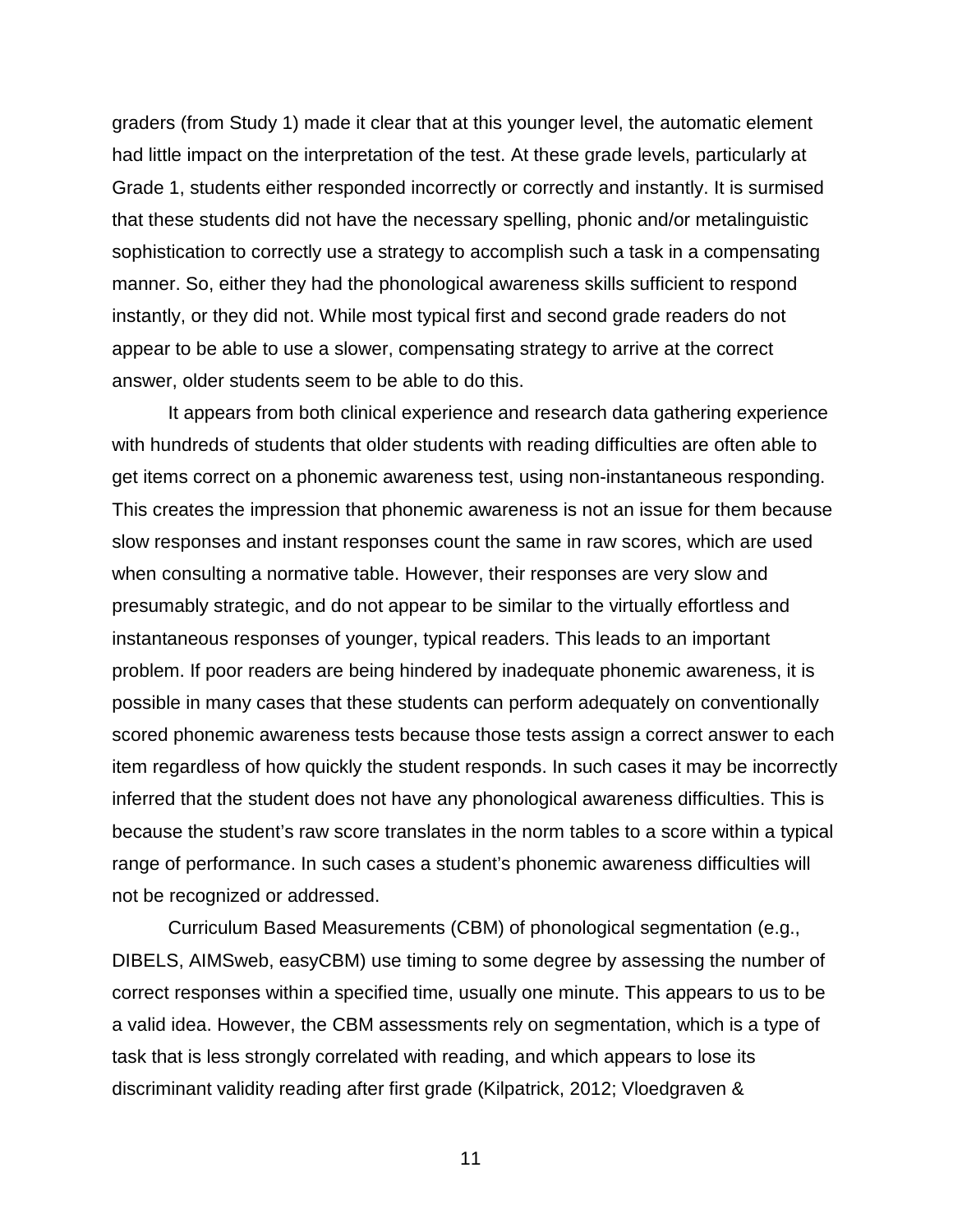graders (from Study 1) made it clear that at this younger level, the automatic element had little impact on the interpretation of the test. At these grade levels, particularly at Grade 1, students either responded incorrectly or correctly and instantly. It is surmised that these students did not have the necessary spelling, phonic and/or metalinguistic sophistication to correctly use a strategy to accomplish such a task in a compensating manner. So, either they had the phonological awareness skills sufficient to respond instantly, or they did not. While most typical first and second grade readers do not appear to be able to use a slower, compensating strategy to arrive at the correct answer, older students seem to be able to do this.

It appears from both clinical experience and research data gathering experience with hundreds of students that older students with reading difficulties are often able to get items correct on a phonemic awareness test, using non-instantaneous responding. This creates the impression that phonemic awareness is not an issue for them because slow responses and instant responses count the same in raw scores, which are used when consulting a normative table. However, their responses are very slow and presumably strategic, and do not appear to be similar to the virtually effortless and instantaneous responses of younger, typical readers. This leads to an important problem. If poor readers are being hindered by inadequate phonemic awareness, it is possible in many cases that these students can perform adequately on conventionally scored phonemic awareness tests because those tests assign a correct answer to each item regardless of how quickly the student responds. In such cases it may be incorrectly inferred that the student does not have any phonological awareness difficulties. This is because the student's raw score translates in the norm tables to a score within a typical range of performance. In such cases a student's phonemic awareness difficulties will not be recognized or addressed.

Curriculum Based Measurements (CBM) of phonological segmentation (e.g., DIBELS, AIMSweb, easyCBM) use timing to some degree by assessing the number of correct responses within a specified time, usually one minute. This appears to us to be a valid idea. However, the CBM assessments rely on segmentation, which is a type of task that is less strongly correlated with reading, and which appears to lose its discriminant validity reading after first grade (Kilpatrick, 2012; Vloedgraven &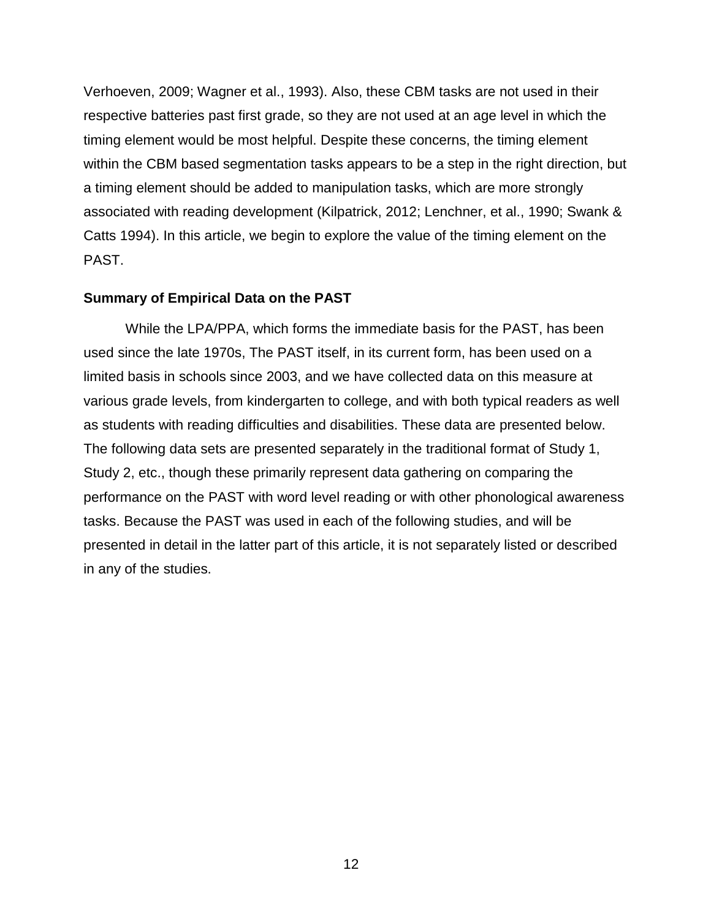Verhoeven, 2009; Wagner et al., 1993). Also, these CBM tasks are not used in their respective batteries past first grade, so they are not used at an age level in which the timing element would be most helpful. Despite these concerns, the timing element within the CBM based segmentation tasks appears to be a step in the right direction, but a timing element should be added to manipulation tasks, which are more strongly associated with reading development (Kilpatrick, 2012; Lenchner, et al., 1990; Swank & Catts 1994). In this article, we begin to explore the value of the timing element on the PAST.

**Summary of Empirical Data on the PAST**

While the LPA/PPA, which forms the immediate basis for the PAST, has been used since the late 1970s, The PAST itself, in its current form, has been used on a limited basis in schools since 2003, and we have collected data on this measure at various grade levels, from kindergarten to college, and with both typical readers as well as students with reading difficulties and disabilities. These data are presented below. The following data sets are presented separately in the traditional format of Study 1, Study 2, etc., though these primarily represent data gathering on comparing the performance on the PAST with word level reading or with other phonological awareness tasks. Because the PAST was used in each of the following studies, and will be presented in detail in the latter part of this article, it is not separately listed or described in any of the studies.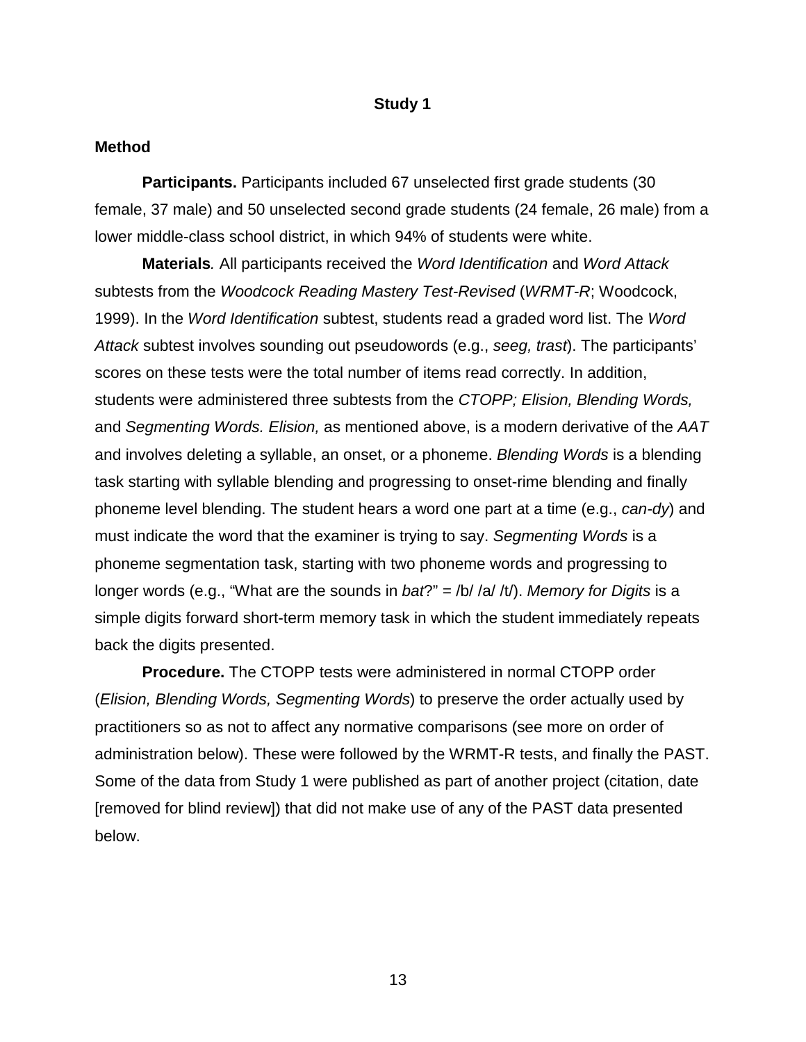## Study 1

### Method

**Participants.** Participants included 67 unselected first grade students (30 female, 37 male) and 50 unselected second grade students (24 female, 26 male) from a lower middle-class school district, in which 94% of students were white.

**Materials***.* All participants received the *Word Identification* and *Word Attack* subtests from the *Woodcock Reading Mastery Test-Revised* (*WRMT-R*; Woodcock, 1999). In the *Word Identification* subtest, students read a graded word list. The *Word Attack* subtest involves sounding out pseudowords (e.g., *seeg, trast*). The participants' scores on these tests were the total number of items read correctly. In addition, students were administered three subtests from the *CTOPP; Elision, Blending Words,* and *Segmenting Words. Elision,* as mentioned above, is a modern derivative of the *AAT* and involves deleting a syllable, an onset, or a phoneme. *Blending Words* is a blending task starting with syllable blending and progressing to onset-rime blending and finally phoneme level blending. The student hears a word one part at a time (e.g., *can-dy*) and must indicate the word that the examiner is trying to say. *Segmenting Words* is a phoneme segmentation task, starting with two phoneme words and progressing to longer words (e.g., "What are the sounds in *bat*?" = /b/ /a/ /t/). *Memory for Digits* is a simple digits forward short-term memory task in which the student immediately repeats back the digits presented.

**Procedure.** The CTOPP tests were administered in normal CTOPP order (*Elision, Blending Words, Segmenting Words*) to preserve the order actually used by practitioners so as not to affect any normative comparisons (see more on order of administration below). These were followed by the WRMT-R tests, and finally the PAST. Some of the data from Study 1 were published as part of another project (citation, date [removed for blind review]) that did not make use of any of the PAST data presented below.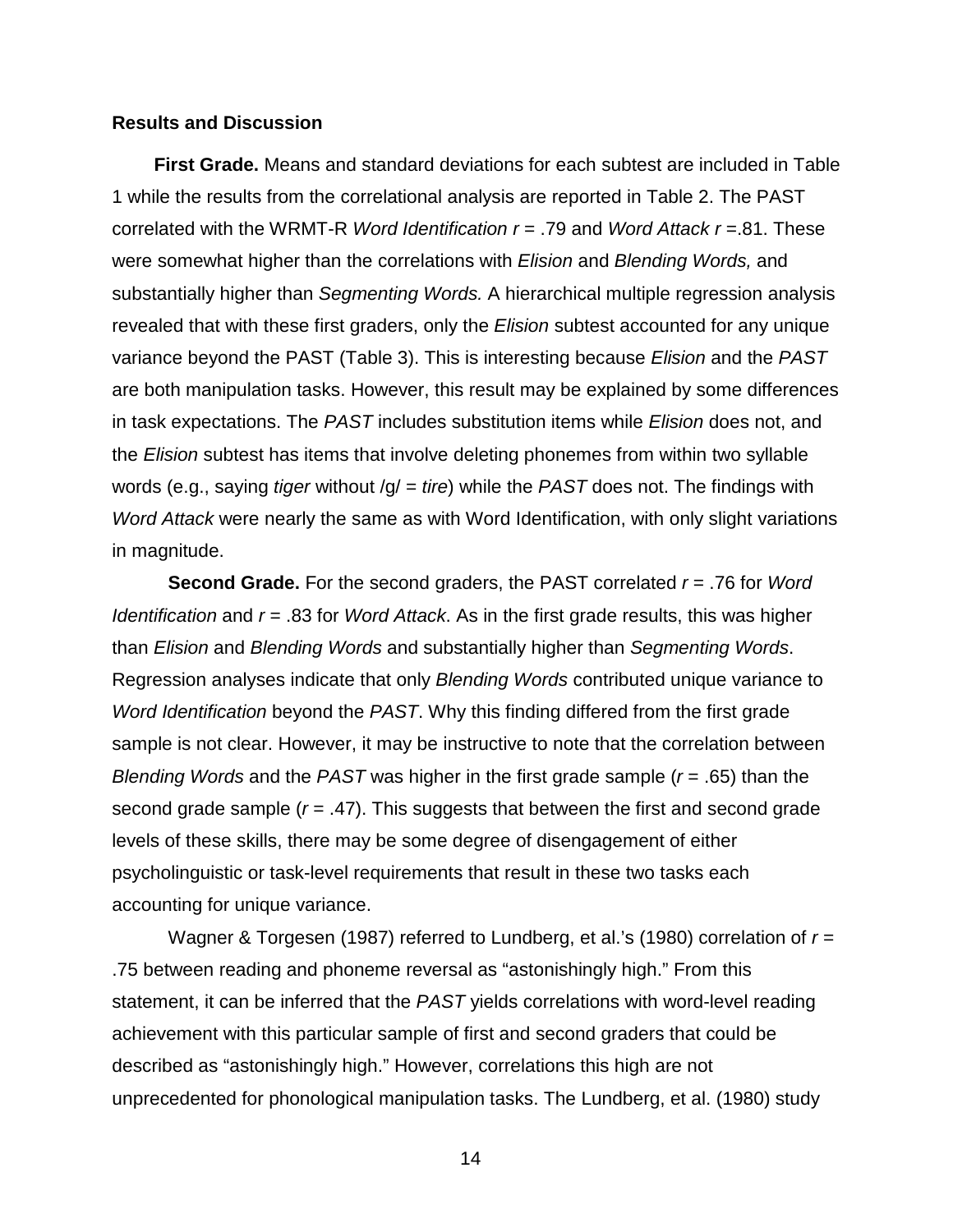**Results and Discussion**

**First Grade.** Means and standard deviations for each subtest are included in Table 1 while the results from the correlational analysis are reported in Table 2. The PAST correlated with the WRMT-R *Word Identification* $r$ = .79 and *Word Attack* $r$ =.81. These were somewhat higher than the correlations with *Elision* and *Blending Words,* and substantially higher than *Segmenting Words.* A hierarchical multiple regression analysis revealed that with these first graders, only the *Elision* subtest accounted for any unique variance beyond the PAST (Table 3). This is interesting because *Elision* and the *PAST* are both manipulation tasks. However, this result may be explained by some differences in task expectations. The *PAST* includes substitution items while *Elision* does not, and the *Elision* subtest has items that involve deleting phonemes from within two syllable words (e.g., saying *tiger* without /g/ = *tire*) while the *PAST* does not. The findings with *Word Attack* were nearly the same as with Word Identification, with only slight variations in magnitude.

**Second Grade.** For the second graders, the PAST correlated $r$ = .76 for *Word Identification* and $r$ = .83 for *Word Attack*. As in the first grade results, this was higher than *Elision* and *Blending Words* and substantially higher than *Segmenting Words*. Regression analyses indicate that only *Blending Words* contributed unique variance to *Word Identification* beyond the *PAST*. Why this finding differed from the first grade sample is not clear. However, it may be instructive to note that the correlation between *Blending Words* and the *PAST* was higher in the first grade sample ($r$ = .65) than the second grade sample ($r$ = .47). This suggests that between the first and second grade levels of these skills, there may be some degree of disengagement of either psycholinguistic or task-level requirements that result in these two tasks each accounting for unique variance.

Wagner & Torgesen (1987) referred to Lundberg, et al.'s (1980) correlation of $r$ = .75 between reading and phoneme reversal as "astonishingly high." From this statement, it can be inferred that the *PAST* yields correlations with word-level reading achievement with this particular sample of first and second graders that could be described as "astonishingly high." However, correlations this high are not unprecedented for phonological manipulation tasks. The Lundberg, et al. (1980) study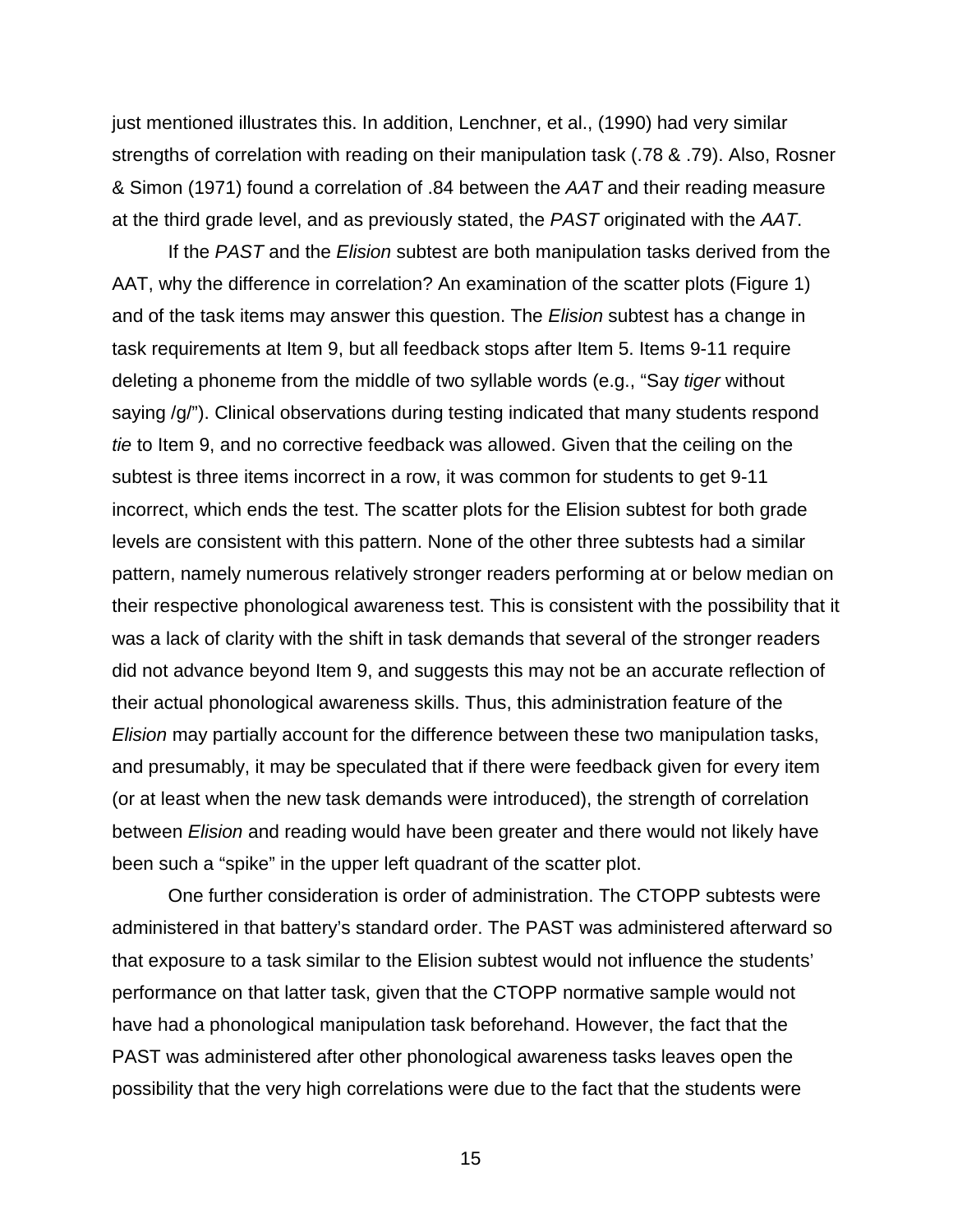just mentioned illustrates this. In addition, Lenchner, et al., (1990) had very similar strengths of correlation with reading on their manipulation task (.78 & .79). Also, Rosner & Simon (1971) found a correlation of .84 between the *AAT* and their reading measure at the third grade level, and as previously stated, the *PAST* originated with the *AAT*.

If the *PAST* and the *Elision* subtest are both manipulation tasks derived from the AAT, why the difference in correlation? An examination of the scatter plots (Figure 1) and of the task items may answer this question. The *Elision* subtest has a change in task requirements at Item 9, but all feedback stops after Item 5. Items 9-11 require deleting a phoneme from the middle of two syllable words (e.g., "Say *tiger* without saying /g/"). Clinical observations during testing indicated that many students respond *tie* to Item 9, and no corrective feedback was allowed. Given that the ceiling on the subtest is three items incorrect in a row, it was common for students to get 9-11 incorrect, which ends the test. The scatter plots for the Elision subtest for both grade levels are consistent with this pattern. None of the other three subtests had a similar pattern, namely numerous relatively stronger readers performing at or below median on their respective phonological awareness test. This is consistent with the possibility that it was a lack of clarity with the shift in task demands that several of the stronger readers did not advance beyond Item 9, and suggests this may not be an accurate reflection of their actual phonological awareness skills. Thus, this administration feature of the *Elision* may partially account for the difference between these two manipulation tasks, and presumably, it may be speculated that if there were feedback given for every item (or at least when the new task demands were introduced), the strength of correlation between *Elision* and reading would have been greater and there would not likely have been such a "spike" in the upper left quadrant of the scatter plot.

One further consideration is order of administration. The CTOPP subtests were administered in that battery's standard order. The PAST was administered afterward so that exposure to a task similar to the Elision subtest would not influence the students' performance on that latter task, given that the CTOPP normative sample would not have had a phonological manipulation task beforehand. However, the fact that the PAST was administered after other phonological awareness tasks leaves open the possibility that the very high correlations were due to the fact that the students were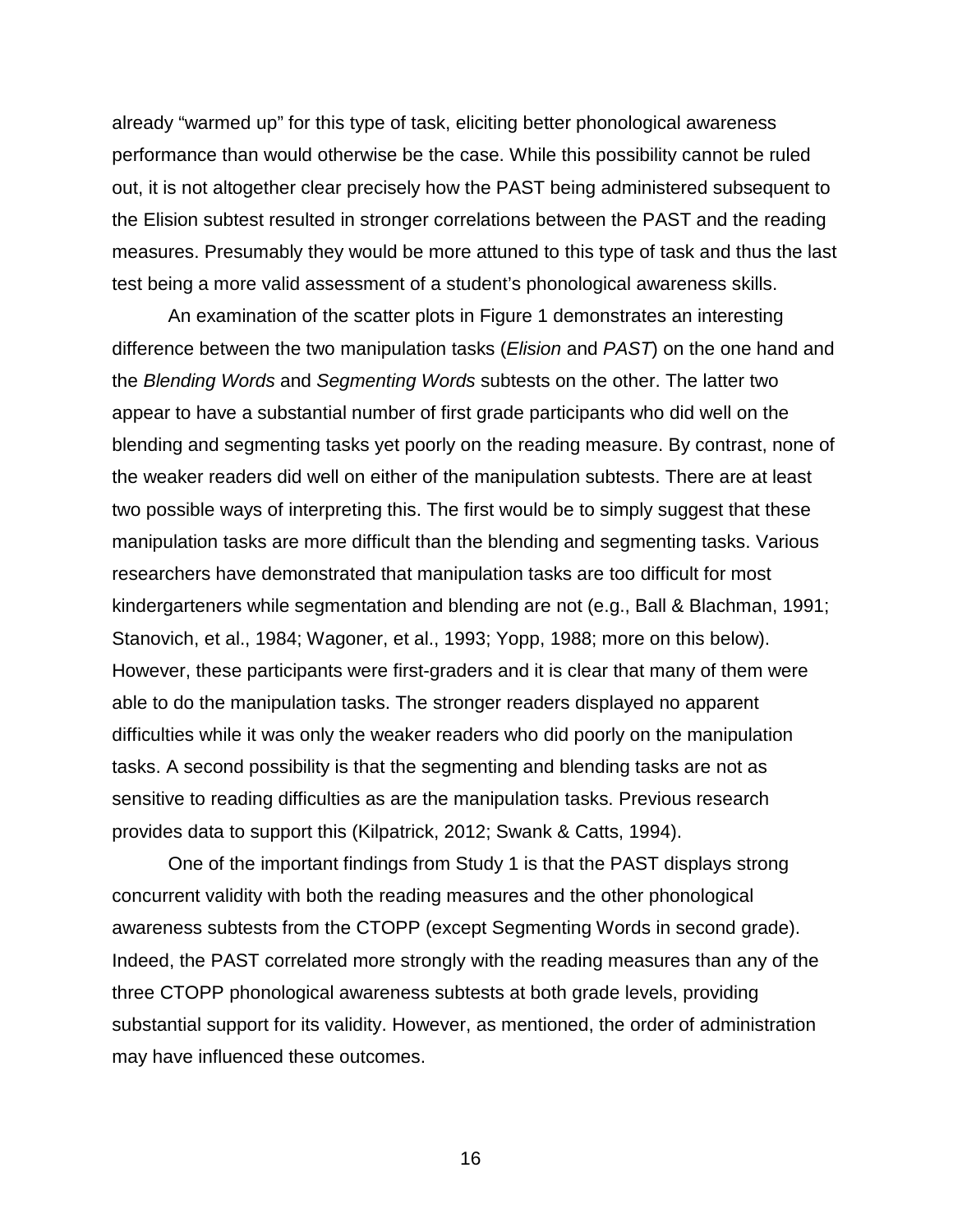already "warmed up" for this type of task, eliciting better phonological awareness performance than would otherwise be the case. While this possibility cannot be ruled out, it is not altogether clear precisely how the PAST being administered subsequent to the Elision subtest resulted in stronger correlations between the PAST and the reading measures. Presumably they would be more attuned to this type of task and thus the last test being a more valid assessment of a student's phonological awareness skills.

An examination of the scatter plots in Figure 1 demonstrates an interesting difference between the two manipulation tasks (*Elision* and *PAST*) on the one hand and the *Blending Words* and *Segmenting Words* subtests on the other. The latter two appear to have a substantial number of first grade participants who did well on the blending and segmenting tasks yet poorly on the reading measure. By contrast, none of the weaker readers did well on either of the manipulation subtests. There are at least two possible ways of interpreting this. The first would be to simply suggest that these manipulation tasks are more difficult than the blending and segmenting tasks. Various researchers have demonstrated that manipulation tasks are too difficult for most kindergarteners while segmentation and blending are not (e.g., Ball & Blachman, 1991; Stanovich, et al., 1984; Wagoner, et al., 1993; Yopp, 1988; more on this below). However, these participants were first-graders and it is clear that many of them were able to do the manipulation tasks. The stronger readers displayed no apparent difficulties while it was only the weaker readers who did poorly on the manipulation tasks. A second possibility is that the segmenting and blending tasks are not as sensitive to reading difficulties as are the manipulation tasks. Previous research provides data to support this (Kilpatrick, 2012; Swank & Catts, 1994).

One of the important findings from Study 1 is that the PAST displays strong concurrent validity with both the reading measures and the other phonological awareness subtests from the CTOPP (except Segmenting Words in second grade). Indeed, the PAST correlated more strongly with the reading measures than any of the three CTOPP phonological awareness subtests at both grade levels, providing substantial support for its validity. However, as mentioned, the order of administration may have influenced these outcomes.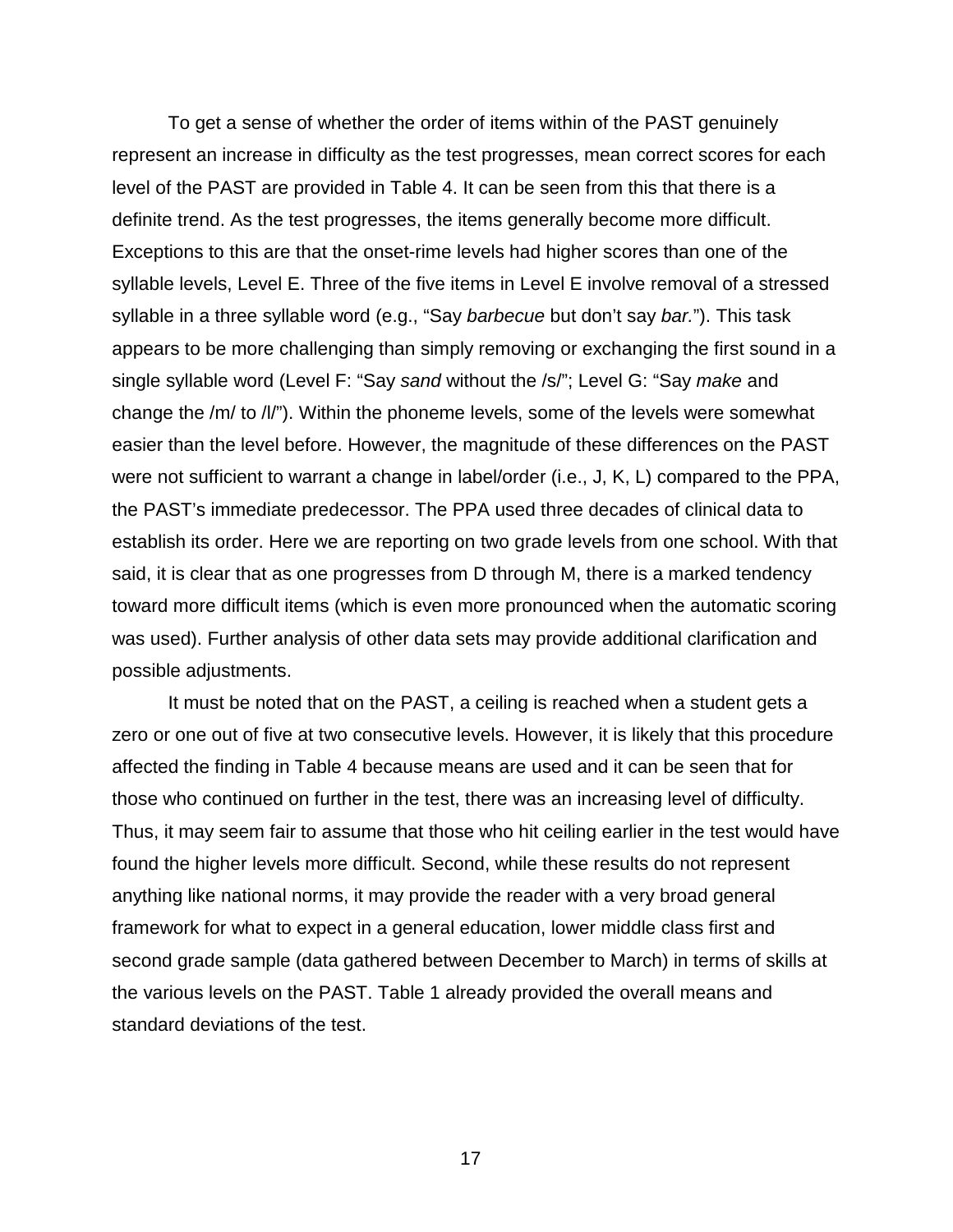To get a sense of whether the order of items within of the PAST genuinely represent an increase in difficulty as the test progresses, mean correct scores for each level of the PAST are provided in Table 4. It can be seen from this that there is a definite trend. As the test progresses, the items generally become more difficult. Exceptions to this are that the onset-rime levels had higher scores than one of the syllable levels, Level E. Three of the five items in Level E involve removal of a stressed syllable in a three syllable word (e.g., “Say *barbecue* but don’t say *bar.*”). This task appears to be more challenging than simply removing or exchanging the first sound in a single syllable word (Level F: “Say *sand* without the /s/”; Level G: “Say *make* and change the /m/ to /l/”). Within the phoneme levels, some of the levels were somewhat easier than the level before. However, the magnitude of these differences on the PAST were not sufficient to warrant a change in label/order (i.e., J, K, L) compared to the PPA, the PAST’s immediate predecessor. The PPA used three decades of clinical data to establish its order. Here we are reporting on two grade levels from one school. With that said, it is clear that as one progresses from D through M, there is a marked tendency toward more difficult items (which is even more pronounced when the automatic scoring was used). Further analysis of other data sets may provide additional clarification and possible adjustments.

It must be noted that on the PAST, a ceiling is reached when a student gets a zero or one out of five at two consecutive levels. However, it is likely that this procedure affected the finding in Table 4 because means are used and it can be seen that for those who continued on further in the test, there was an increasing level of difficulty. Thus, it may seem fair to assume that those who hit ceiling earlier in the test would have found the higher levels more difficult. Second, while these results do not represent anything like national norms, it may provide the reader with a very broad general framework for what to expect in a general education, lower middle class first and second grade sample (data gathered between December to March) in terms of skills at the various levels on the PAST. Table 1 already provided the overall means and standard deviations of the test.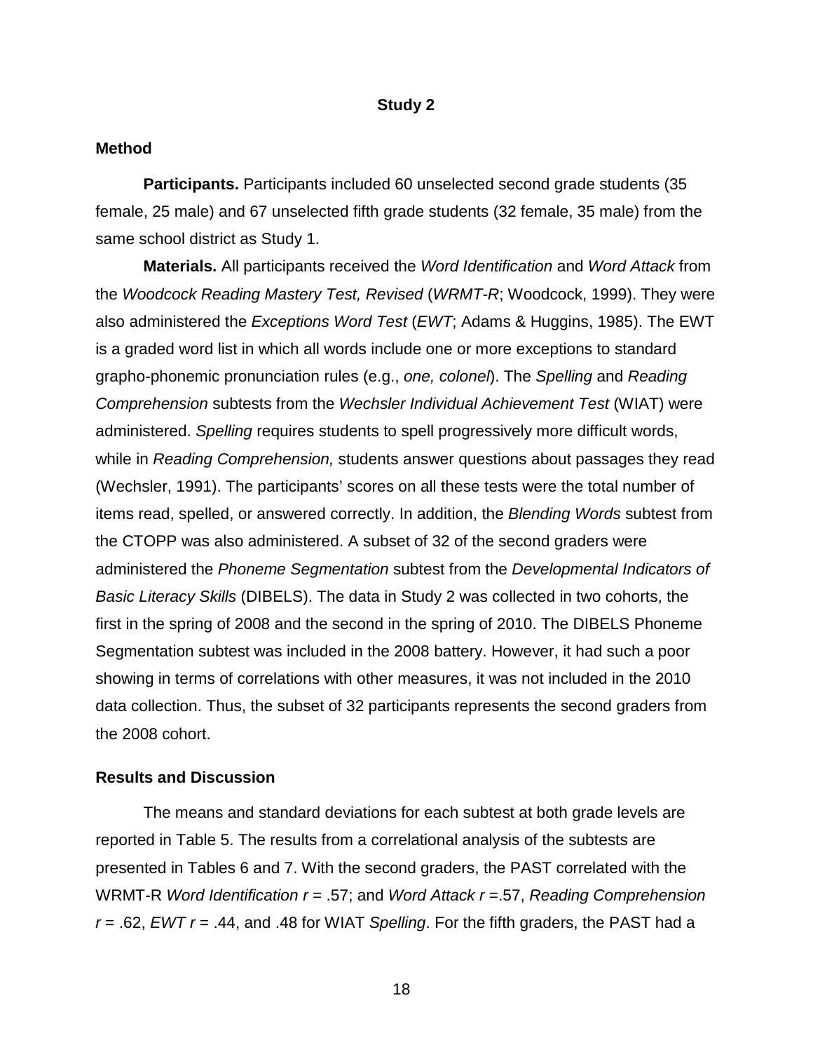## Study 2

### Method

**Participants.** Participants included 60 unselected second grade students (35 female, 25 male) and 67 unselected fifth grade students (32 female, 35 male) from the same school district as Study 1.

**Materials.** All participants received the *Word Identification* and *Word Attack* from the *Woodcock Reading Mastery Test, Revised* (*WRMT-R*; Woodcock, 1999). They were also administered the *Exceptions Word Test* (*EWT*; Adams & Huggins, 1985). The EWT is a graded word list in which all words include one or more exceptions to standard grapho-phonemic pronunciation rules (e.g., *one, colonel*). The *Spelling* and *Reading Comprehension* subtests from the *Wechsler Individual Achievement Test* (WIAT) were administered. *Spelling* requires students to spell progressively more difficult words, while in *Reading Comprehension,* students answer questions about passages they read (Wechsler, 1991). The participants' scores on all these tests were the total number of items read, spelled, or answered correctly. In addition, the *Blending Words* subtest from the CTOPP was also administered. A subset of 32 of the second graders were administered the *Phoneme Segmentation* subtest from the *Developmental Indicators of Basic Literacy Skills* (DIBELS). The data in Study 2 was collected in two cohorts, the first in the spring of 2008 and the second in the spring of 2010. The DIBELS Phoneme Segmentation subtest was included in the 2008 battery. However, it had such a poor showing in terms of correlations with other measures, it was not included in the 2010 data collection. Thus, the subset of 32 participants represents the second graders from the 2008 cohort.

### Results and Discussion

The means and standard deviations for each subtest at both grade levels are reported in Table 5. The results from a correlational analysis of the subtests are presented in Tables 6 and 7. With the second graders, the PAST correlated with the WRMT-R *Word Identification* $r$ = .57; and *Word Attack* $r$ =.57, *Reading Comprehension* $r$ = .62, *EWT* $r$ = .44, and .48 for WIAT *Spelling*. For the fifth graders, the PAST had a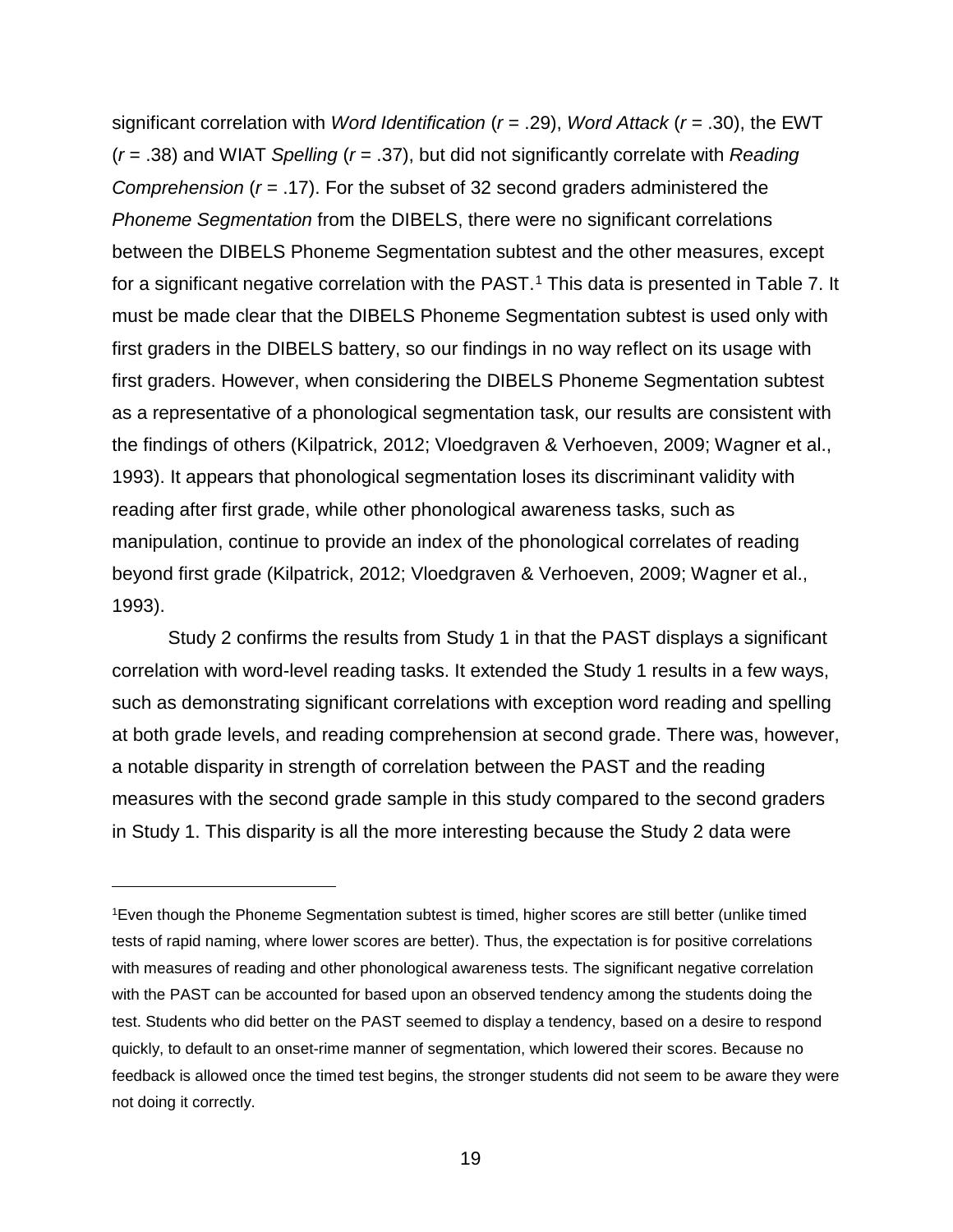significant correlation with *Word Identification* ($r$ = .29), *Word Attack* ($r$ = .30), the EWT ($r$ = .38) and WIAT *Spelling* ($r$ = .37), but did not significantly correlate with *Reading Comprehension* ($r$ = .17). For the subset of 32 second graders administered the *Phoneme Segmentation* from the DIBELS, there were no significant correlations between the DIBELS Phoneme Segmentation subtest and the other measures, except for a significant negative correlation with the PAST.[1] This data is presented in Table 7. It must be made clear that the DIBELS Phoneme Segmentation subtest is used only with first graders in the DIBELS battery, so our findings in no way reflect on its usage with first graders. However, when considering the DIBELS Phoneme Segmentation subtest as a representative of a phonological segmentation task, our results are consistent with the findings of others (Kilpatrick, 2012; Vloedgraven & Verhoeven, 2009; Wagner et al., 1993). It appears that phonological segmentation loses its discriminant validity with reading after first grade, while other phonological awareness tasks, such as manipulation, continue to provide an index of the phonological correlates of reading beyond first grade (Kilpatrick, 2012; Vloedgraven & Verhoeven, 2009; Wagner et al., 1993).

Study 2 confirms the results from Study 1 in that the PAST displays a significant correlation with word-level reading tasks. It extended the Study 1 results in a few ways, such as demonstrating significant correlations with exception word reading and spelling at both grade levels, and reading comprehension at second grade. There was, however, a notable disparity in strength of correlation between the PAST and the reading measures with the second grade sample in this study compared to the second graders in Study 1. This disparity is all the more interesting because the Study 2 data were

---

[1]Even though the Phoneme Segmentation subtest is timed, higher scores are still better (unlike timed tests of rapid naming, where lower scores are better). Thus, the expectation is for positive correlations with measures of reading and other phonological awareness tests. The significant negative correlation with the PAST can be accounted for based upon an observed tendency among the students doing the test. Students who did better on the PAST seemed to display a tendency, based on a desire to respond quickly, to default to an onset-rime manner of segmentation, which lowered their scores. Because no feedback is allowed once the timed test begins, the stronger students did not seem to be aware they were not doing it correctly.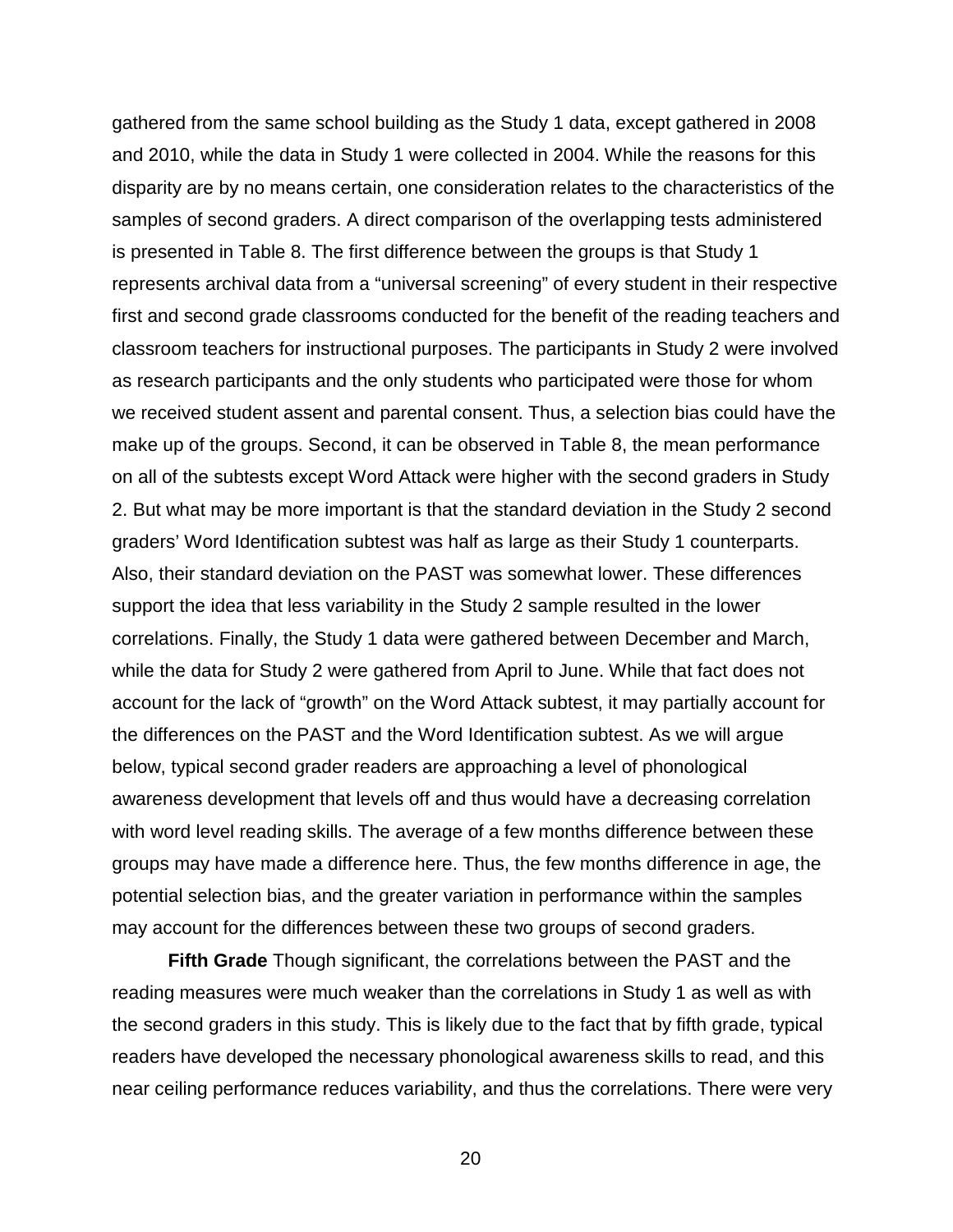gathered from the same school building as the Study 1 data, except gathered in 2008 and 2010, while the data in Study 1 were collected in 2004. While the reasons for this disparity are by no means certain, one consideration relates to the characteristics of the samples of second graders. A direct comparison of the overlapping tests administered is presented in Table 8. The first difference between the groups is that Study 1 represents archival data from a "universal screening" of every student in their respective first and second grade classrooms conducted for the benefit of the reading teachers and classroom teachers for instructional purposes. The participants in Study 2 were involved as research participants and the only students who participated were those for whom we received student assent and parental consent. Thus, a selection bias could have the make up of the groups. Second, it can be observed in Table 8, the mean performance on all of the subtests except Word Attack were higher with the second graders in Study 2. But what may be more important is that the standard deviation in the Study 2 second graders' Word Identification subtest was half as large as their Study 1 counterparts. Also, their standard deviation on the PAST was somewhat lower. These differences support the idea that less variability in the Study 2 sample resulted in the lower correlations. Finally, the Study 1 data were gathered between December and March, while the data for Study 2 were gathered from April to June. While that fact does not account for the lack of "growth" on the Word Attack subtest, it may partially account for the differences on the PAST and the Word Identification subtest. As we will argue below, typical second grader readers are approaching a level of phonological awareness development that levels off and thus would have a decreasing correlation with word level reading skills. The average of a few months difference between these groups may have made a difference here. Thus, the few months difference in age, the potential selection bias, and the greater variation in performance within the samples may account for the differences between these two groups of second graders.

**Fifth Grade** Though significant, the correlations between the PAST and the reading measures were much weaker than the correlations in Study 1 as well as with the second graders in this study. This is likely due to the fact that by fifth grade, typical readers have developed the necessary phonological awareness skills to read, and this near ceiling performance reduces variability, and thus the correlations. There were very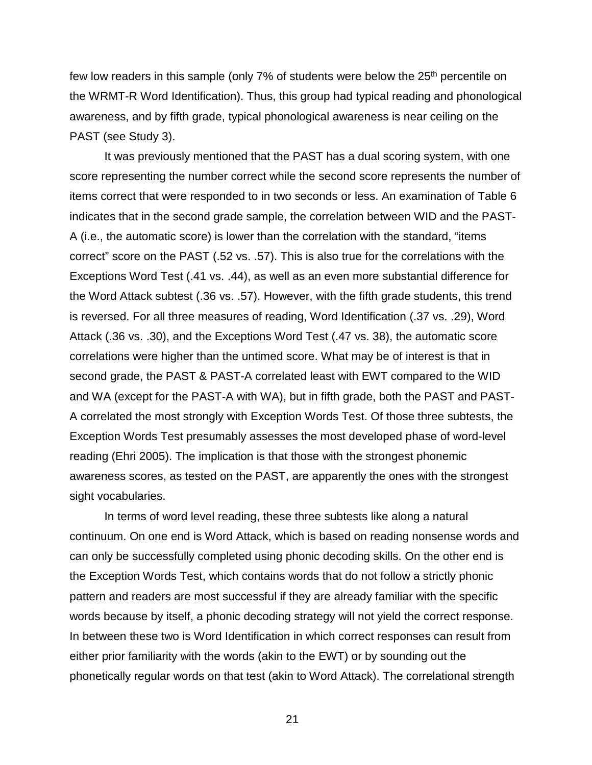few low readers in this sample (only 7% of students were below the 25th percentile on the WRMT-R Word Identification). Thus, this group had typical reading and phonological awareness, and by fifth grade, typical phonological awareness is near ceiling on the PAST (see Study 3).

It was previously mentioned that the PAST has a dual scoring system, with one score representing the number correct while the second score represents the number of items correct that were responded to in two seconds or less. An examination of Table 6 indicates that in the second grade sample, the correlation between WID and the PAST-A (i.e., the automatic score) is lower than the correlation with the standard, "items correct" score on the PAST (.52 vs. .57). This is also true for the correlations with the Exceptions Word Test (.41 vs. .44), as well as an even more substantial difference for the Word Attack subtest (.36 vs. .57). However, with the fifth grade students, this trend is reversed. For all three measures of reading, Word Identification (.37 vs. .29), Word Attack (.36 vs. .30), and the Exceptions Word Test (.47 vs. 38), the automatic score correlations were higher than the untimed score. What may be of interest is that in second grade, the PAST & PAST-A correlated least with EWT compared to the WID and WA (except for the PAST-A with WA), but in fifth grade, both the PAST and PAST-A correlated the most strongly with Exception Words Test. Of those three subtests, the Exception Words Test presumably assesses the most developed phase of word-level reading (Ehri 2005). The implication is that those with the strongest phonemic awareness scores, as tested on the PAST, are apparently the ones with the strongest sight vocabularies.

In terms of word level reading, these three subtests like along a natural continuum. On one end is Word Attack, which is based on reading nonsense words and can only be successfully completed using phonic decoding skills. On the other end is the Exception Words Test, which contains words that do not follow a strictly phonic pattern and readers are most successful if they are already familiar with the specific words because by itself, a phonic decoding strategy will not yield the correct response. In between these two is Word Identification in which correct responses can result from either prior familiarity with the words (akin to the EWT) or by sounding out the phonetically regular words on that test (akin to Word Attack). The correlational strength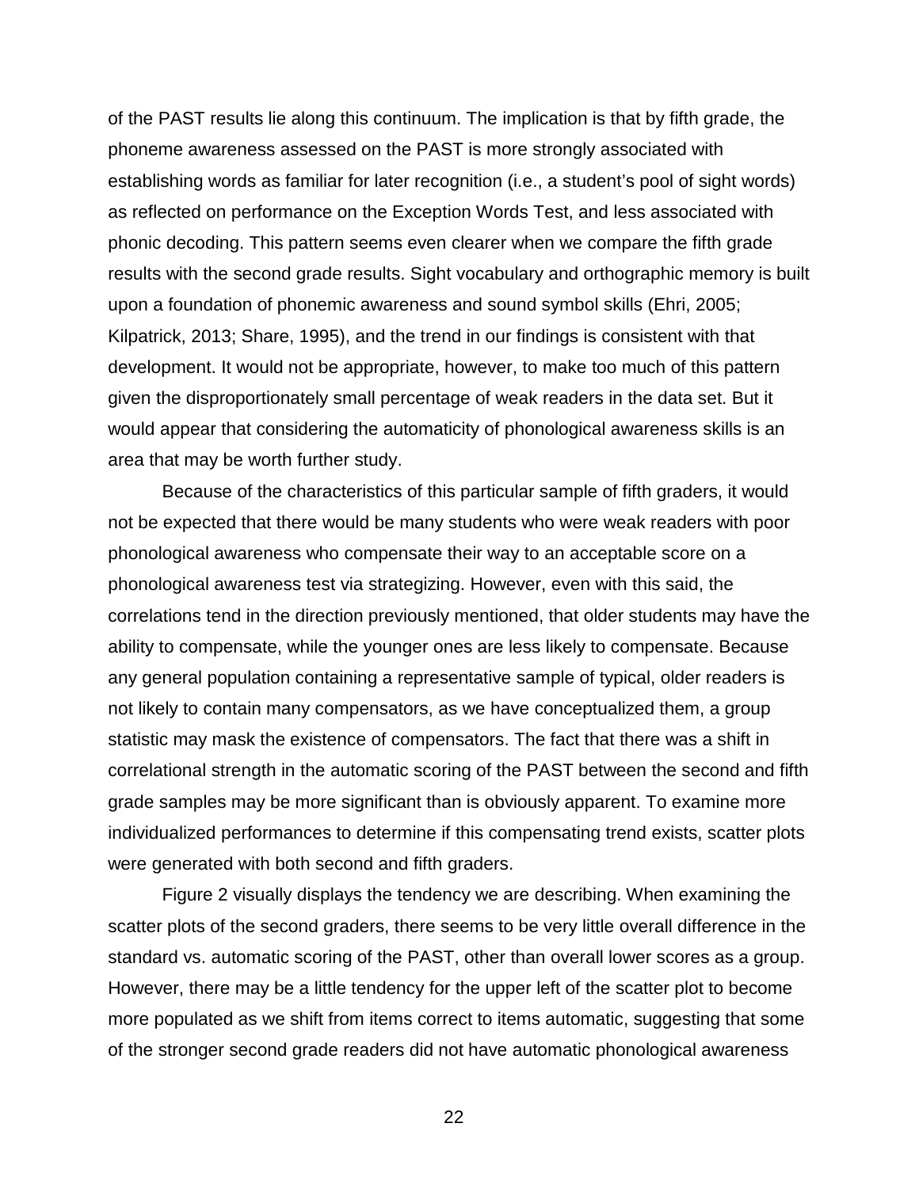of the PAST results lie along this continuum. The implication is that by fifth grade, the phoneme awareness assessed on the PAST is more strongly associated with establishing words as familiar for later recognition (i.e., a student's pool of sight words) as reflected on performance on the Exception Words Test, and less associated with phonic decoding. This pattern seems even clearer when we compare the fifth grade results with the second grade results. Sight vocabulary and orthographic memory is built upon a foundation of phonemic awareness and sound symbol skills (Ehri, 2005; Kilpatrick, 2013; Share, 1995), and the trend in our findings is consistent with that development. It would not be appropriate, however, to make too much of this pattern given the disproportionately small percentage of weak readers in the data set. But it would appear that considering the automaticity of phonological awareness skills is an area that may be worth further study.

Because of the characteristics of this particular sample of fifth graders, it would not be expected that there would be many students who were weak readers with poor phonological awareness who compensate their way to an acceptable score on a phonological awareness test via strategizing. However, even with this said, the correlations tend in the direction previously mentioned, that older students may have the ability to compensate, while the younger ones are less likely to compensate. Because any general population containing a representative sample of typical, older readers is not likely to contain many compensators, as we have conceptualized them, a group statistic may mask the existence of compensators. The fact that there was a shift in correlational strength in the automatic scoring of the PAST between the second and fifth grade samples may be more significant than is obviously apparent. To examine more individualized performances to determine if this compensating trend exists, scatter plots were generated with both second and fifth graders.

Figure 2 visually displays the tendency we are describing. When examining the scatter plots of the second graders, there seems to be very little overall difference in the standard vs. automatic scoring of the PAST, other than overall lower scores as a group. However, there may be a little tendency for the upper left of the scatter plot to become more populated as we shift from items correct to items automatic, suggesting that some of the stronger second grade readers did not have automatic phonological awareness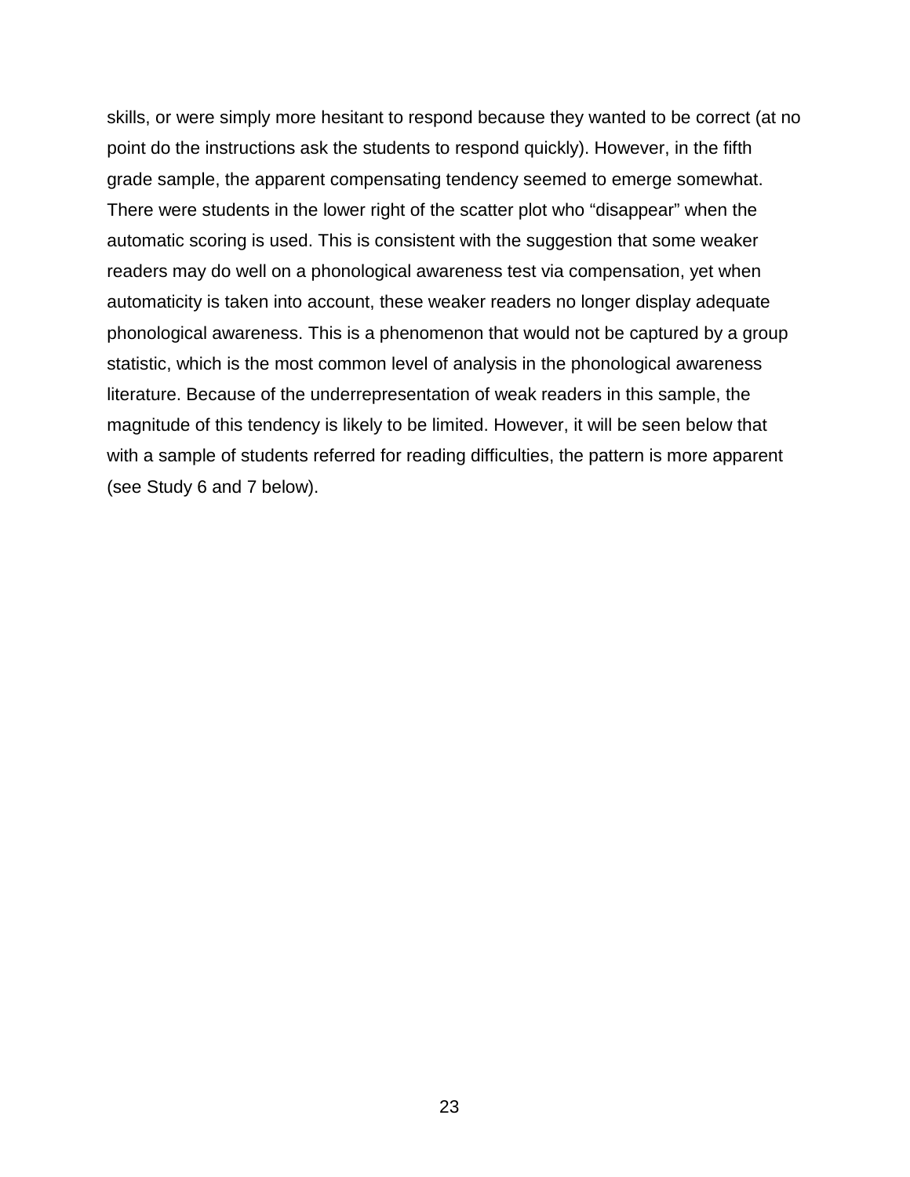skills, or were simply more hesitant to respond because they wanted to be correct (at no point do the instructions ask the students to respond quickly). However, in the fifth grade sample, the apparent compensating tendency seemed to emerge somewhat. There were students in the lower right of the scatter plot who “disappear” when the automatic scoring is used. This is consistent with the suggestion that some weaker readers may do well on a phonological awareness test via compensation, yet when automaticity is taken into account, these weaker readers no longer display adequate phonological awareness. This is a phenomenon that would not be captured by a group statistic, which is the most common level of analysis in the phonological awareness literature. Because of the underrepresentation of weak readers in this sample, the magnitude of this tendency is likely to be limited. However, it will be seen below that with a sample of students referred for reading difficulties, the pattern is more apparent (see Study 6 and 7 below).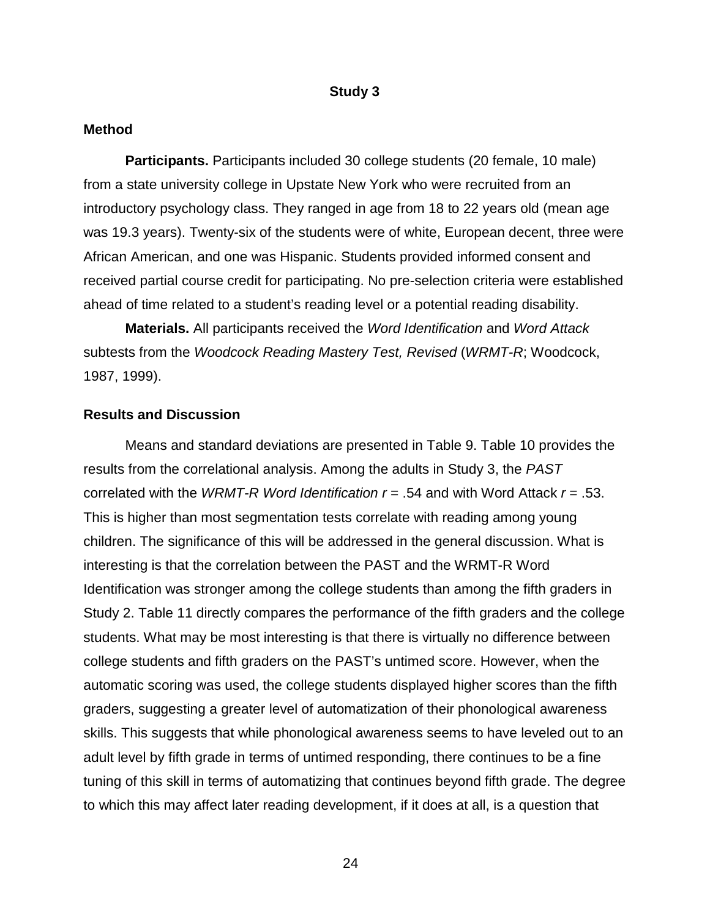## Study 3

### Method

**Participants.** Participants included 30 college students (20 female, 10 male) from a state university college in Upstate New York who were recruited from an introductory psychology class. They ranged in age from 18 to 22 years old (mean age was 19.3 years). Twenty-six of the students were of white, European decent, three were African American, and one was Hispanic. Students provided informed consent and received partial course credit for participating. No pre-selection criteria were established ahead of time related to a student's reading level or a potential reading disability.

**Materials.** All participants received the *Word Identification* and *Word Attack* subtests from the *Woodcock Reading Mastery Test, Revised* (*WRMT-R*; Woodcock, 1987, 1999).

### Results and Discussion

Means and standard deviations are presented in Table 9. Table 10 provides the results from the correlational analysis. Among the adults in Study 3, the *PAST* correlated with the *WRMT-R Word Identification* $r$ = .54 and with Word Attack $r$ = .53. This is higher than most segmentation tests correlate with reading among young children. The significance of this will be addressed in the general discussion. What is interesting is that the correlation between the PAST and the WRMT-R Word Identification was stronger among the college students than among the fifth graders in Study 2. Table 11 directly compares the performance of the fifth graders and the college students. What may be most interesting is that there is virtually no difference between college students and fifth graders on the PAST's untimed score. However, when the automatic scoring was used, the college students displayed higher scores than the fifth graders, suggesting a greater level of automatization of their phonological awareness skills. This suggests that while phonological awareness seems to have leveled out to an adult level by fifth grade in terms of untimed responding, there continues to be a fine tuning of this skill in terms of automatizing that continues beyond fifth grade. The degree to which this may affect later reading development, if it does at all, is a question that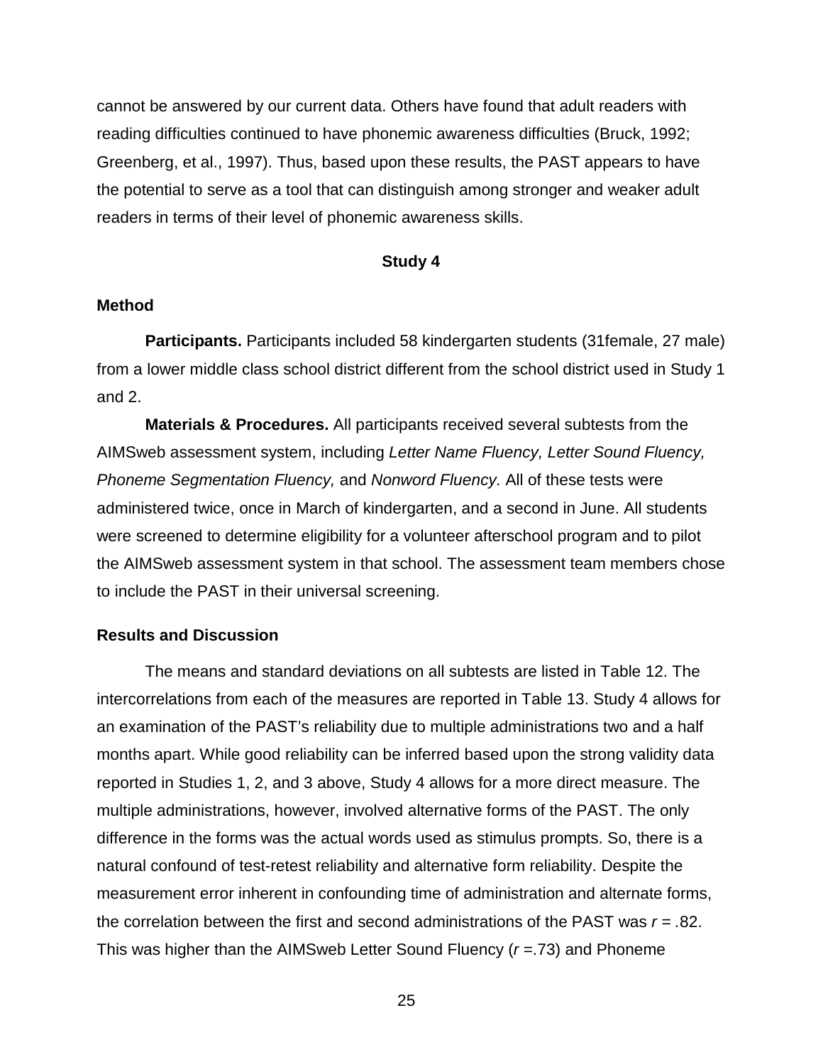cannot be answered by our current data. Others have found that adult readers with reading difficulties continued to have phonemic awareness difficulties (Bruck, 1992; Greenberg, et al., 1997). Thus, based upon these results, the PAST appears to have the potential to serve as a tool that can distinguish among stronger and weaker adult readers in terms of their level of phonemic awareness skills.

## Study 4

### Method

**Participants.** Participants included 58 kindergarten students (31female, 27 male) from a lower middle class school district different from the school district used in Study 1 and 2.

**Materials & Procedures.** All participants received several subtests from the AIMSweb assessment system, including *Letter Name Fluency, Letter Sound Fluency, Phoneme Segmentation Fluency,* and *Nonword Fluency.* All of these tests were administered twice, once in March of kindergarten, and a second in June. All students were screened to determine eligibility for a volunteer afterschool program and to pilot the AIMSweb assessment system in that school. The assessment team members chose to include the PAST in their universal screening.

### Results and Discussion

The means and standard deviations on all subtests are listed in Table 12. The intercorrelations from each of the measures are reported in Table 13. Study 4 allows for an examination of the PAST's reliability due to multiple administrations two and a half months apart. While good reliability can be inferred based upon the strong validity data reported in Studies 1, 2, and 3 above, Study 4 allows for a more direct measure. The multiple administrations, however, involved alternative forms of the PAST. The only difference in the forms was the actual words used as stimulus prompts. So, there is a natural confound of test-retest reliability and alternative form reliability. Despite the measurement error inherent in confounding time of administration and alternate forms, the correlation between the first and second administrations of the PAST was $r$ = .82. This was higher than the AIMSweb Letter Sound Fluency ($r$ =.73) and Phoneme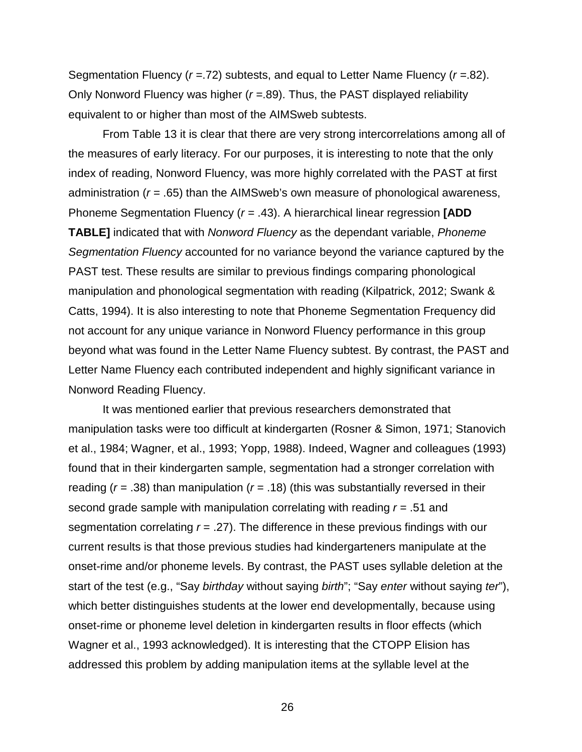Segmentation Fluency ($r$ =.72) subtests, and equal to Letter Name Fluency ($r$ =.82). Only Nonword Fluency was higher ($r$ =.89). Thus, the PAST displayed reliability equivalent to or higher than most of the AIMSweb subtests.

From Table 13 it is clear that there are very strong intercorrelations among all of the measures of early literacy. For our purposes, it is interesting to note that the only index of reading, Nonword Fluency, was more highly correlated with the PAST at first administration ($r$ = .65) than the AIMSweb's own measure of phonological awareness, Phoneme Segmentation Fluency ($r$ = .43). A hierarchical linear regression **[ADD TABLE]** indicated that with *Nonword Fluency* as the dependant variable, *Phoneme Segmentation Fluency* accounted for no variance beyond the variance captured by the PAST test. These results are similar to previous findings comparing phonological manipulation and phonological segmentation with reading (Kilpatrick, 2012; Swank & Catts, 1994). It is also interesting to note that Phoneme Segmentation Frequency did not account for any unique variance in Nonword Fluency performance in this group beyond what was found in the Letter Name Fluency subtest. By contrast, the PAST and Letter Name Fluency each contributed independent and highly significant variance in Nonword Reading Fluency.

It was mentioned earlier that previous researchers demonstrated that manipulation tasks were too difficult at kindergarten (Rosner & Simon, 1971; Stanovich et al., 1984; Wagner, et al., 1993; Yopp, 1988). Indeed, Wagner and colleagues (1993) found that in their kindergarten sample, segmentation had a stronger correlation with reading ($r$ = .38) than manipulation ($r$ = .18) (this was substantially reversed in their second grade sample with manipulation correlating with reading $r$ = .51 and segmentation correlating $r$ = .27). The difference in these previous findings with our current results is that those previous studies had kindergarteners manipulate at the onset-rime and/or phoneme levels. By contrast, the PAST uses syllable deletion at the start of the test (e.g., "Say *birthday* without saying *birth*"; "Say *enter* without saying *ter*"), which better distinguishes students at the lower end developmentally, because using onset-rime or phoneme level deletion in kindergarten results in floor effects (which Wagner et al., 1993 acknowledged). It is interesting that the CTOPP Elision has addressed this problem by adding manipulation items at the syllable level at the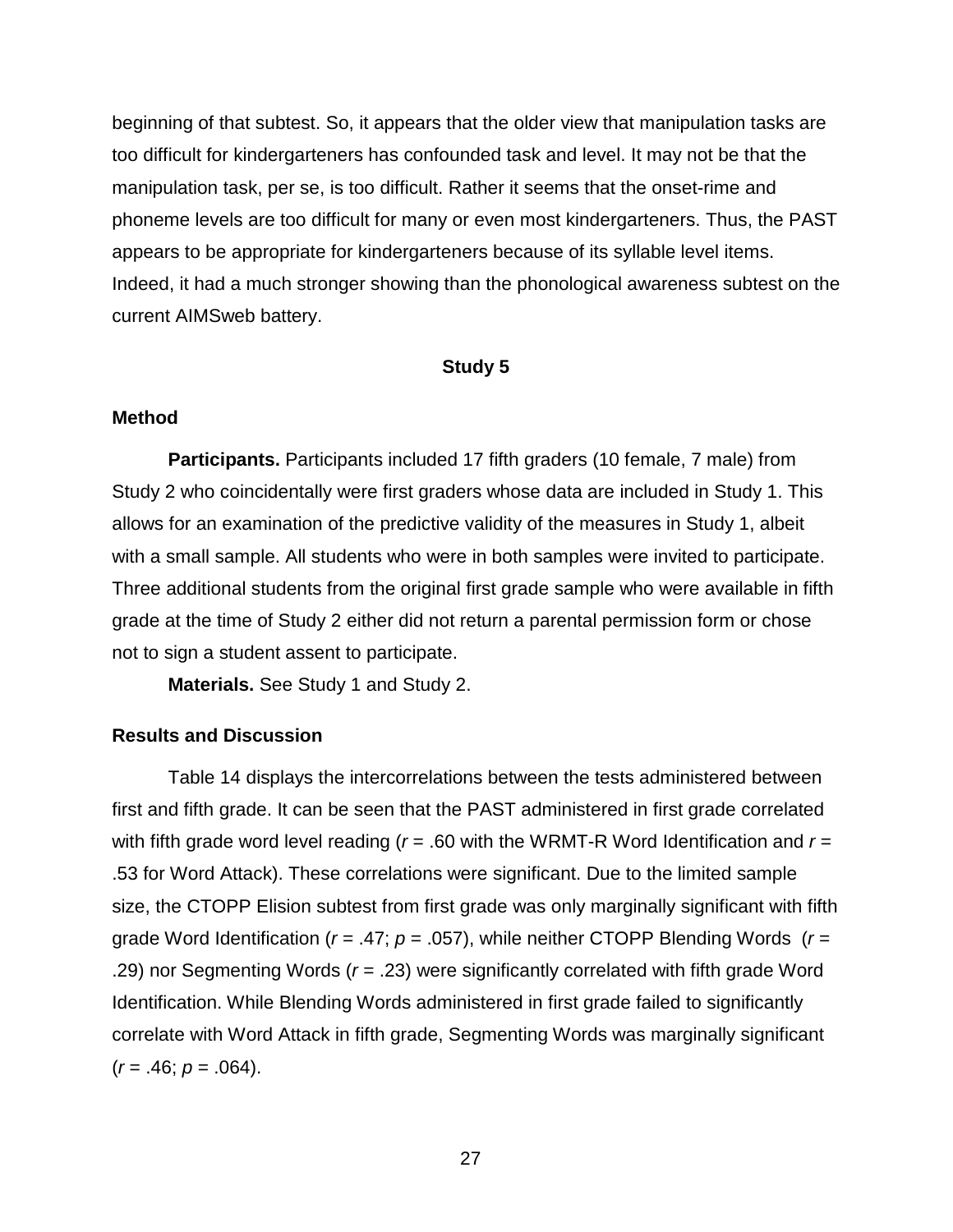beginning of that subtest. So, it appears that the older view that manipulation tasks are too difficult for kindergarteners has confounded task and level. It may not be that the manipulation task, per se, is too difficult. Rather it seems that the onset-rime and phoneme levels are too difficult for many or even most kindergarteners. Thus, the PAST appears to be appropriate for kindergarteners because of its syllable level items. Indeed, it had a much stronger showing than the phonological awareness subtest on the current AIMSweb battery.

## Study 5

### Method

**Participants.** Participants included 17 fifth graders (10 female, 7 male) from Study 2 who coincidentally were first graders whose data are included in Study 1. This allows for an examination of the predictive validity of the measures in Study 1, albeit with a small sample. All students who were in both samples were invited to participate. Three additional students from the original first grade sample who were available in fifth grade at the time of Study 2 either did not return a parental permission form or chose not to sign a student assent to participate.

**Materials.** See Study 1 and Study 2.

### Results and Discussion

Table 14 displays the intercorrelations between the tests administered between first and fifth grade. It can be seen that the PAST administered in first grade correlated with fifth grade word level reading ($r$ = .60 with the WRMT-R Word Identification and $r$ = .53 for Word Attack). These correlations were significant. Due to the limited sample size, the CTOPP Elision subtest from first grade was only marginally significant with fifth grade Word Identification ($r$ = .47; $p$ = .057), while neither CTOPP Blending Words ($r$ = .29) nor Segmenting Words ($r$ = .23) were significantly correlated with fifth grade Word Identification. While Blending Words administered in first grade failed to significantly correlate with Word Attack in fifth grade, Segmenting Words was marginally significant ($r$ = .46; $p$ = .064).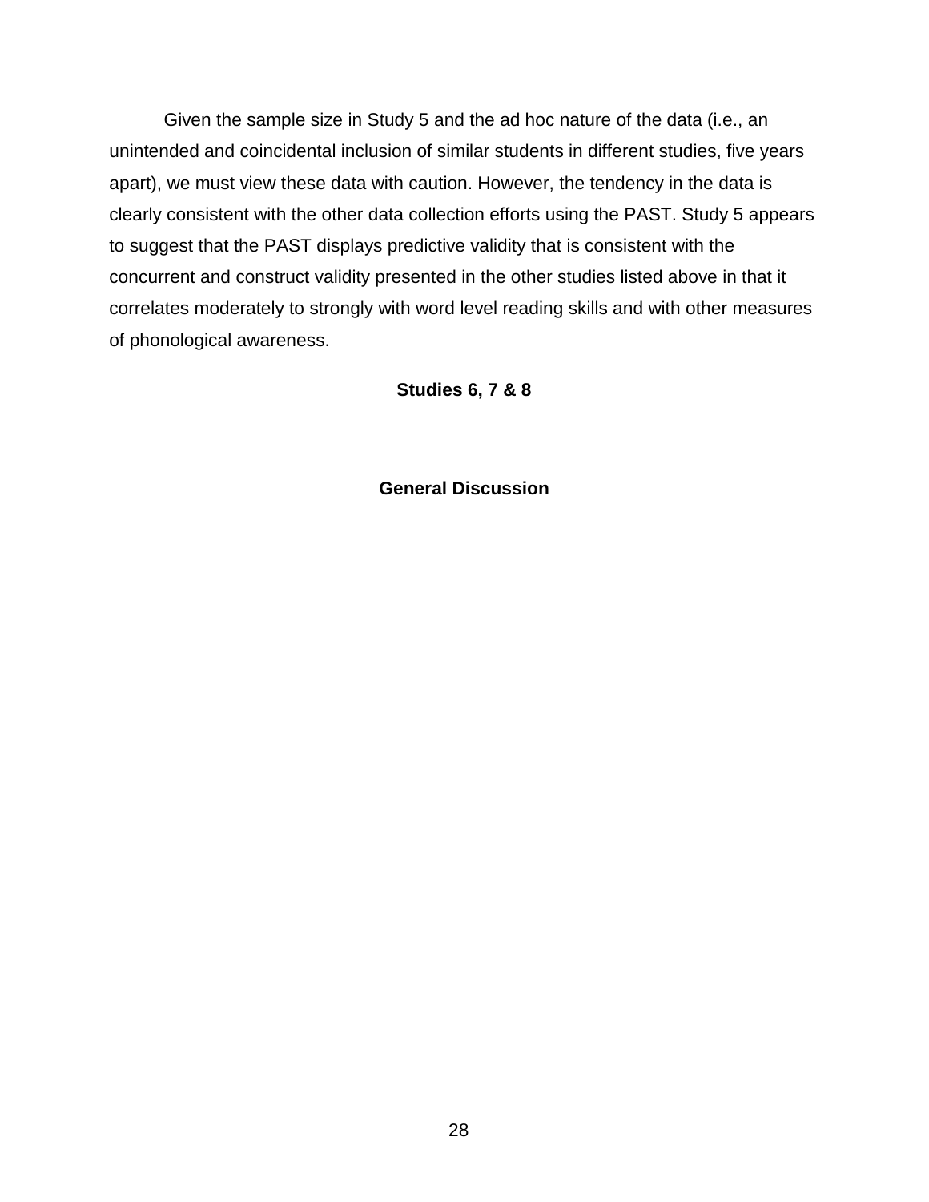Given the sample size in Study 5 and the ad hoc nature of the data (i.e., an unintended and coincidental inclusion of similar students in different studies, five years apart), we must view these data with caution. However, the tendency in the data is clearly consistent with the other data collection efforts using the PAST. Study 5 appears to suggest that the PAST displays predictive validity that is consistent with the concurrent and construct validity presented in the other studies listed above in that it correlates moderately to strongly with word level reading skills and with other measures of phonological awareness.

## Studies 6, 7 & 8

## General Discussion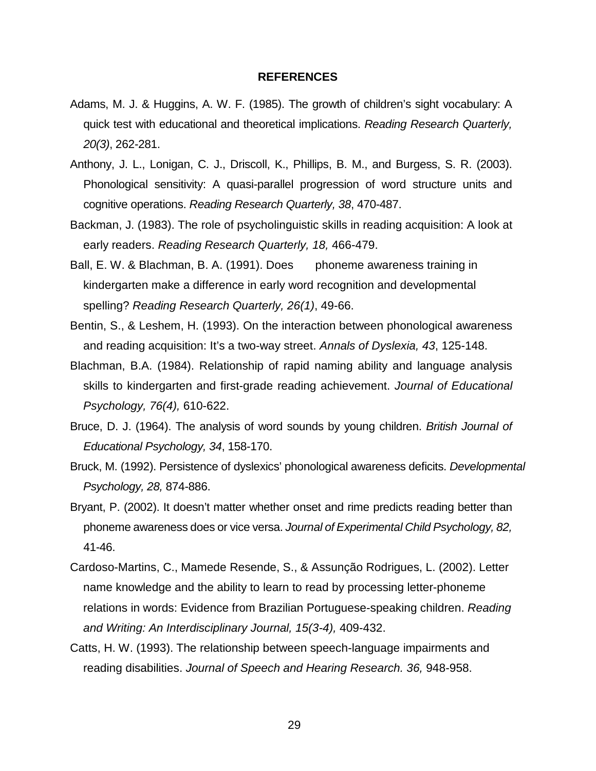## REFERENCES

Adams, M. J. & Huggins, A. W. F. (1985). The growth of children's sight vocabulary: A quick test with educational and theoretical implications. *Reading Research Quarterly, 20(3)*, 262-281.

Anthony, J. L., Lonigan, C. J., Driscoll, K., Phillips, B. M., and Burgess, S. R. (2003). Phonological sensitivity: A quasi-parallel progression of word structure units and cognitive operations. *Reading Research Quarterly, 38*, 470-487.

Backman, J. (1983). The role of psycholinguistic skills in reading acquisition: A look at early readers. *Reading Research Quarterly, 18,* 466-479.

Ball, E. W. & Blachman, B. A. (1991). Does phoneme awareness training in kindergarten make a difference in early word recognition and developmental spelling? *Reading Research Quarterly, 26(1)*, 49-66.

Bentin, S., & Leshem, H. (1993). On the interaction between phonological awareness and reading acquisition: It's a two-way street. *Annals of Dyslexia, 43*, 125-148.

Blachman, B.A. (1984). Relationship of rapid naming ability and language analysis skills to kindergarten and first-grade reading achievement. *Journal of Educational Psychology, 76(4),* 610-622.

Bruce, D. J. (1964). The analysis of word sounds by young children. *British Journal of Educational Psychology, 34*, 158-170.

Bruck, M. (1992). Persistence of dyslexics' phonological awareness deficits. *Developmental Psychology, 28,* 874-886.

Bryant, P. (2002). It doesn't matter whether onset and rime predicts reading better than phoneme awareness does or vice versa. *Journal of Experimental Child Psychology, 82,* 41-46.

Cardoso-Martins, C., Mamede Resende, S., & Assunção Rodrigues, L. (2002). Letter name knowledge and the ability to learn to read by processing letter-phoneme relations in words: Evidence from Brazilian Portuguese-speaking children. *Reading and Writing: An Interdisciplinary Journal, 15(3-4),* 409-432.

Catts, H. W. (1993). The relationship between speech-language impairments and reading disabilities. *Journal of Speech and Hearing Research. 36,* 948-958.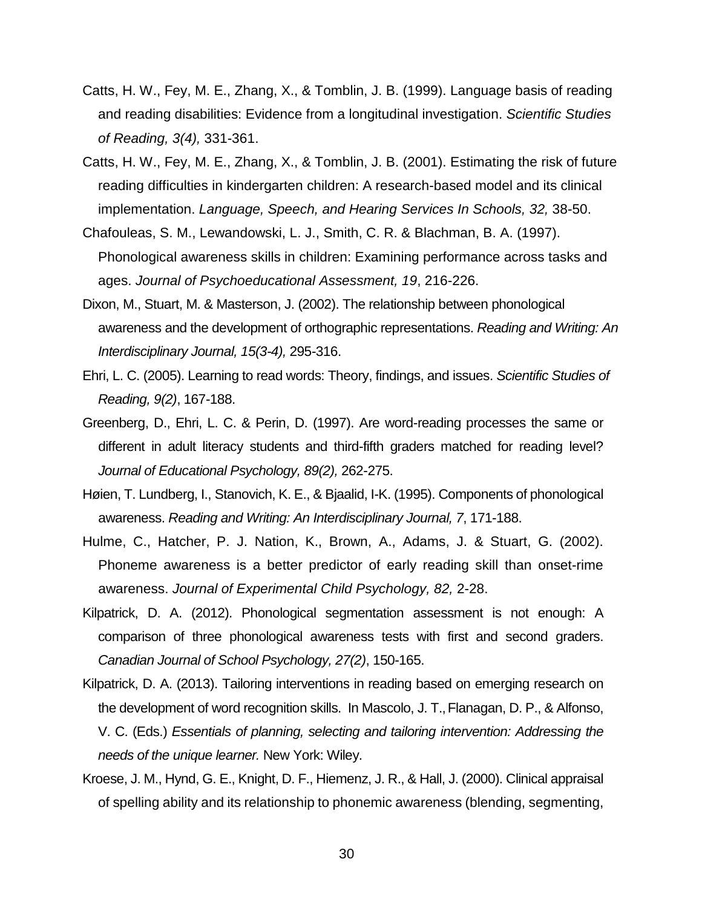Catts, H. W., Fey, M. E., Zhang, X., & Tomblin, J. B. (1999). Language basis of reading and reading disabilities: Evidence from a longitudinal investigation. *Scientific Studies of Reading, 3(4),* 331-361.

Catts, H. W., Fey, M. E., Zhang, X., & Tomblin, J. B. (2001). Estimating the risk of future reading difficulties in kindergarten children: A research-based model and its clinical implementation. *Language, Speech, and Hearing Services In Schools, 32,* 38-50.

Chafouleas, S. M., Lewandowski, L. J., Smith, C. R. & Blachman, B. A. (1997). Phonological awareness skills in children: Examining performance across tasks and ages. *Journal of Psychoeducational Assessment, 19*, 216-226.

Dixon, M., Stuart, M. & Masterson, J. (2002). The relationship between phonological awareness and the development of orthographic representations. *Reading and Writing: An Interdisciplinary Journal, 15(3-4),* 295-316.

Ehri, L. C. (2005). Learning to read words: Theory, findings, and issues. *Scientific Studies of Reading, 9(2)*, 167-188.

Greenberg, D., Ehri, L. C. & Perin, D. (1997). Are word-reading processes the same or different in adult literacy students and third-fifth graders matched for reading level? *Journal of Educational Psychology, 89(2),* 262-275.

Høien, T. Lundberg, I., Stanovich, K. E., & Bjaalid, I-K. (1995). Components of phonological awareness. *Reading and Writing: An Interdisciplinary Journal, 7*, 171-188.

Hulme, C., Hatcher, P. J. Nation, K., Brown, A., Adams, J. & Stuart, G. (2002). Phoneme awareness is a better predictor of early reading skill than onset-rime awareness. *Journal of Experimental Child Psychology, 82,* 2-28.

Kilpatrick, D. A. (2012). Phonological segmentation assessment is not enough: A comparison of three phonological awareness tests with first and second graders. *Canadian Journal of School Psychology, 27(2)*, 150-165.

Kilpatrick, D. A. (2013). Tailoring interventions in reading based on emerging research on the development of word recognition skills. In Mascolo, J. T., Flanagan, D. P., & Alfonso, V. C. (Eds.) *Essentials of planning, selecting and tailoring intervention: Addressing the needs of the unique learner.* New York: Wiley.

Kroese, J. M., Hynd, G. E., Knight, D. F., Hiemenz, J. R., & Hall, J. (2000). Clinical appraisal of spelling ability and its relationship to phonemic awareness (blending, segmenting,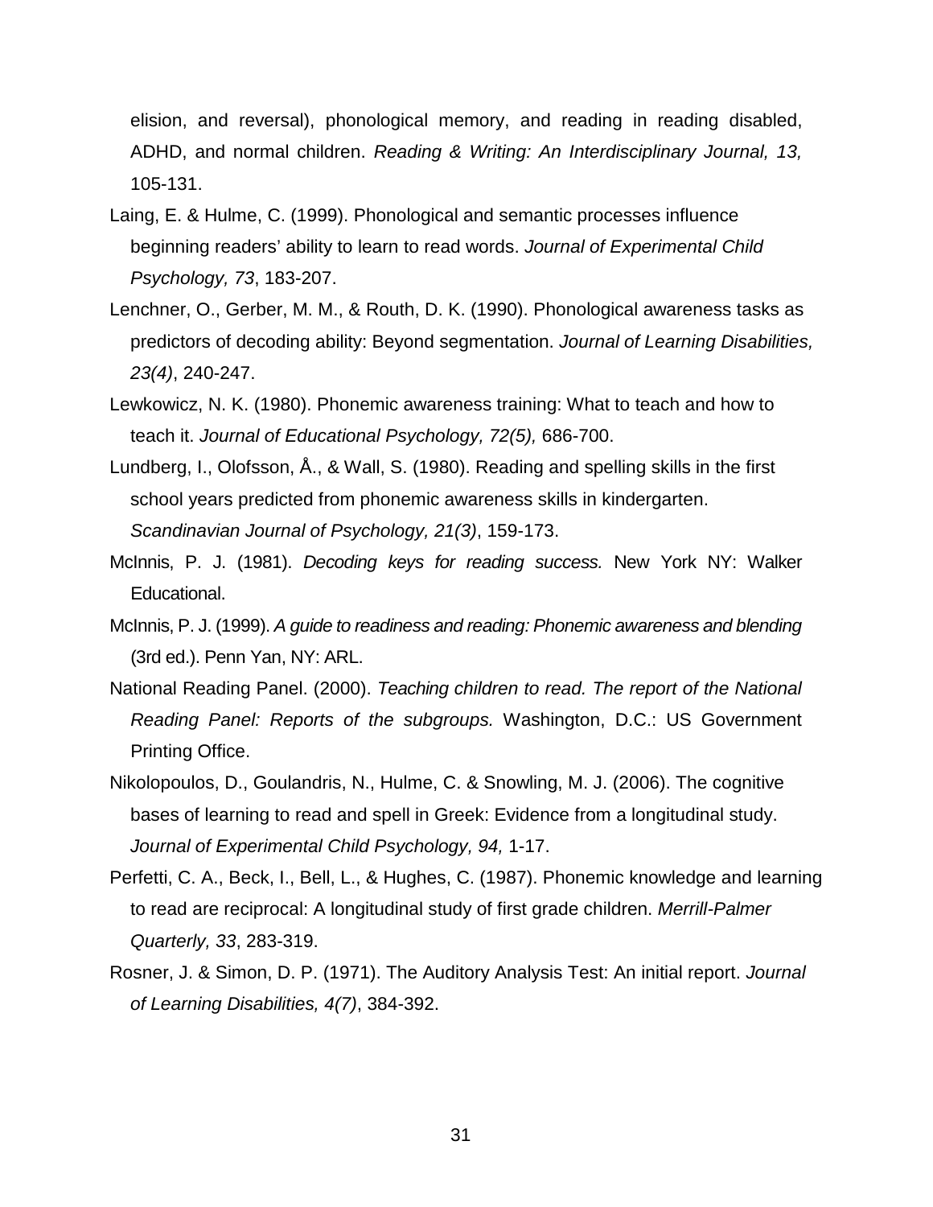elision, and reversal), phonological memory, and reading in reading disabled, ADHD, and normal children. *Reading & Writing: An Interdisciplinary Journal, 13,* 105-131.

Laing, E. & Hulme, C. (1999). Phonological and semantic processes influence beginning readers' ability to learn to read words. *Journal of Experimental Child Psychology, 73*, 183-207.

Lenchner, O., Gerber, M. M., & Routh, D. K. (1990). Phonological awareness tasks as predictors of decoding ability: Beyond segmentation. *Journal of Learning Disabilities, 23(4)*, 240-247.

Lewkowicz, N. K. (1980). Phonemic awareness training: What to teach and how to teach it. *Journal of Educational Psychology, 72(5),* 686-700.

Lundberg, I., Olofsson, Å., & Wall, S. (1980). Reading and spelling skills in the first school years predicted from phonemic awareness skills in kindergarten. *Scandinavian Journal of Psychology, 21(3)*, 159-173.

McInnis, P. J. (1981). *Decoding keys for reading success.* New York NY: Walker Educational.

McInnis, P. J. (1999). *A guide to readiness and reading: Phonemic awareness and blending* (3rd ed.). Penn Yan, NY: ARL.

National Reading Panel. (2000). *Teaching children to read. The report of the National Reading Panel: Reports of the subgroups.* Washington, D.C.: US Government Printing Office.

Nikolopoulos, D., Goulandris, N., Hulme, C. & Snowling, M. J. (2006). The cognitive bases of learning to read and spell in Greek: Evidence from a longitudinal study. *Journal of Experimental Child Psychology, 94,* 1-17.

Perfetti, C. A., Beck, I., Bell, L., & Hughes, C. (1987). Phonemic knowledge and learning to read are reciprocal: A longitudinal study of first grade children. *Merrill-Palmer Quarterly, 33*, 283-319.

Rosner, J. & Simon, D. P. (1971). The Auditory Analysis Test: An initial report. *Journal of Learning Disabilities, 4(7)*, 384-392.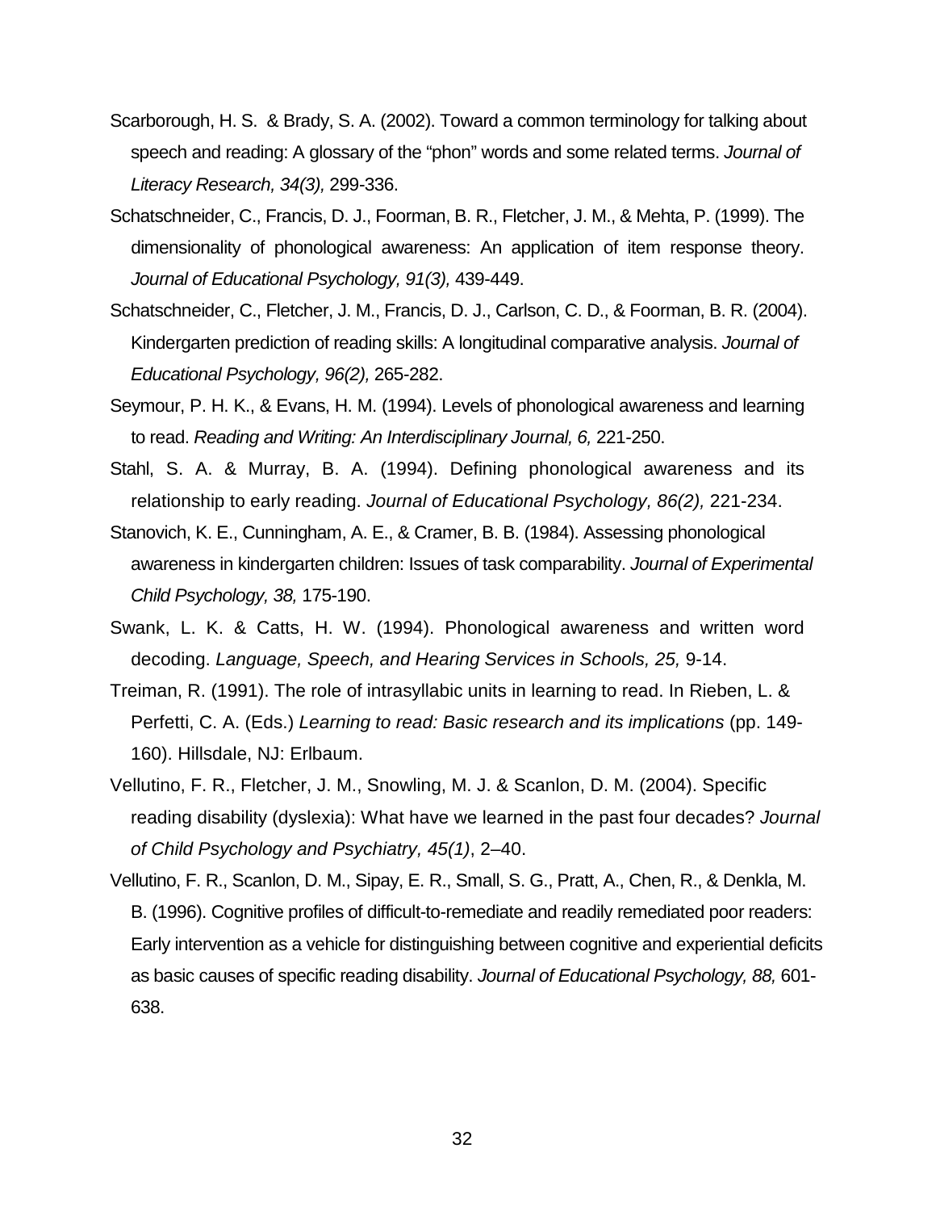Scarborough, H. S. & Brady, S. A. (2002). Toward a common terminology for talking about speech and reading: A glossary of the "phon" words and some related terms. *Journal of Literacy Research, 34(3),* 299-336.

Schatschneider, C., Francis, D. J., Foorman, B. R., Fletcher, J. M., & Mehta, P. (1999). The dimensionality of phonological awareness: An application of item response theory. *Journal of Educational Psychology, 91(3),* 439-449.

Schatschneider, C., Fletcher, J. M., Francis, D. J., Carlson, C. D., & Foorman, B. R. (2004). Kindergarten prediction of reading skills: A longitudinal comparative analysis. *Journal of Educational Psychology, 96(2),* 265-282.

Seymour, P. H. K., & Evans, H. M. (1994). Levels of phonological awareness and learning to read. *Reading and Writing: An Interdisciplinary Journal, 6,* 221-250.

Stahl, S. A. & Murray, B. A. (1994). Defining phonological awareness and its relationship to early reading. *Journal of Educational Psychology, 86(2),* 221-234.

Stanovich, K. E., Cunningham, A. E., & Cramer, B. B. (1984). Assessing phonological awareness in kindergarten children: Issues of task comparability. *Journal of Experimental Child Psychology, 38,* 175-190.

Swank, L. K. & Catts, H. W. (1994). Phonological awareness and written word decoding. *Language, Speech, and Hearing Services in Schools, 25,* 9-14.

Treiman, R. (1991). The role of intrasyllabic units in learning to read. In Rieben, L. & Perfetti, C. A. (Eds.) *Learning to read: Basic research and its implications* (pp. 149-160). Hillsdale, NJ: Erlbaum.

Vellutino, F. R., Fletcher, J. M., Snowling, M. J. & Scanlon, D. M. (2004). Specific reading disability (dyslexia): What have we learned in the past four decades? *Journal of Child Psychology and Psychiatry, 45(1)*, 2–40.

Vellutino, F. R., Scanlon, D. M., Sipay, E. R., Small, S. G., Pratt, A., Chen, R., & Denkla, M. B. (1996). Cognitive profiles of difficult-to-remediate and readily remediated poor readers: Early intervention as a vehicle for distinguishing between cognitive and experiential deficits as basic causes of specific reading disability. *Journal of Educational Psychology, 88,* 601-638.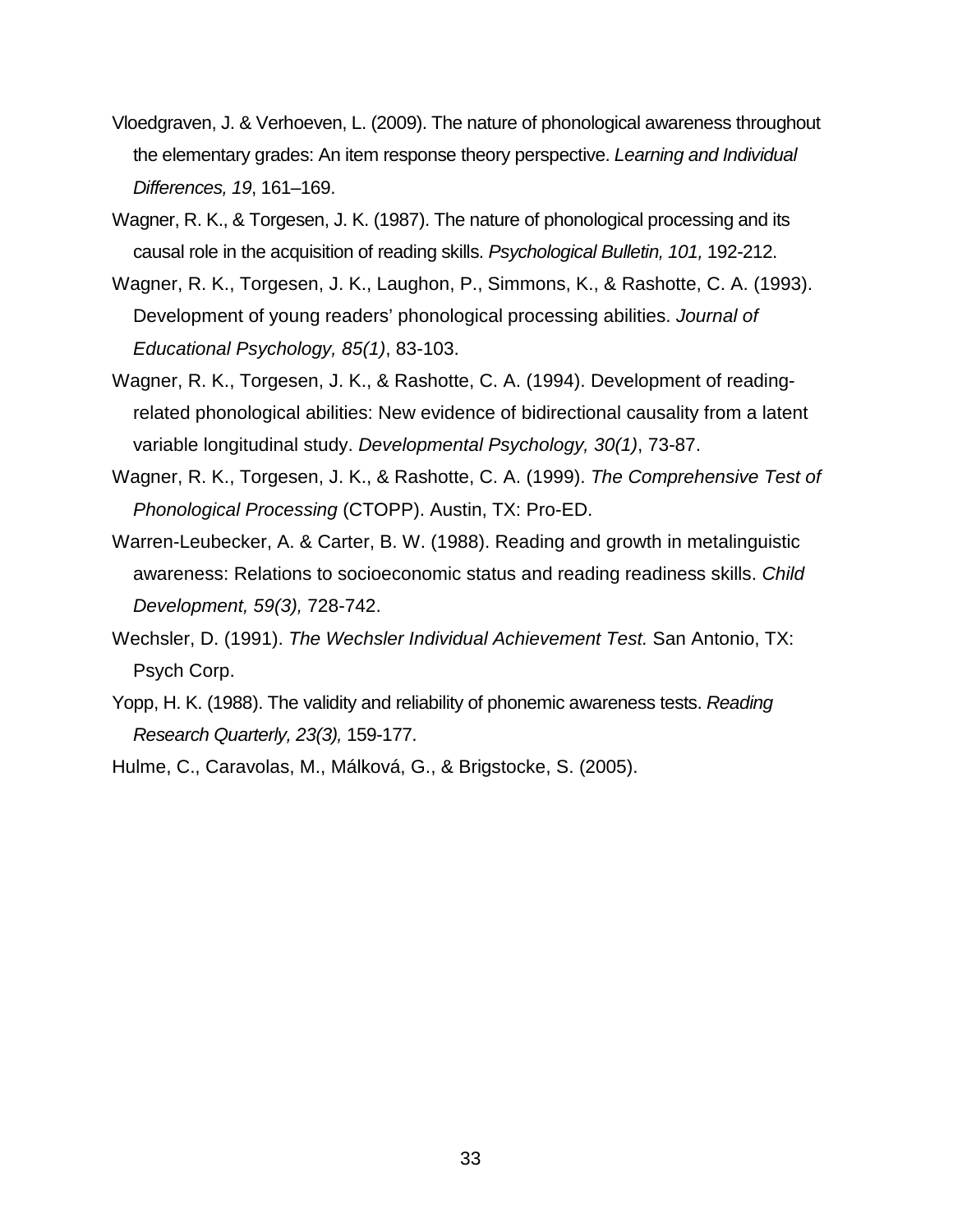Vloedgraven, J. & Verhoeven, L. (2009). The nature of phonological awareness throughout the elementary grades: An item response theory perspective. *Learning and Individual Differences, 19*, 161–169.

Wagner, R. K., & Torgesen, J. K. (1987). The nature of phonological processing and its causal role in the acquisition of reading skills. *Psychological Bulletin, 101,* 192-212.

Wagner, R. K., Torgesen, J. K., Laughon, P., Simmons, K., & Rashotte, C. A. (1993). Development of young readers' phonological processing abilities. *Journal of Educational Psychology, 85(1)*, 83-103.

Wagner, R. K., Torgesen, J. K., & Rashotte, C. A. (1994). Development of reading-related phonological abilities: New evidence of bidirectional causality from a latent variable longitudinal study. *Developmental Psychology, 30(1)*, 73-87.

Wagner, R. K., Torgesen, J. K., & Rashotte, C. A. (1999). *The Comprehensive Test of Phonological Processing* (CTOPP). Austin, TX: Pro-ED.

Warren-Leubecker, A. & Carter, B. W. (1988). Reading and growth in metalinguistic awareness: Relations to socioeconomic status and reading readiness skills. *Child Development, 59(3),* 728-742.

Wechsler, D. (1991). *The Wechsler Individual Achievement Test.* San Antonio, TX: Psych Corp.

Yopp, H. K. (1988). The validity and reliability of phonemic awareness tests. *Reading Research Quarterly, 23(3),* 159-177.

Hulme, C., Caravolas, M., Málková, G., & Brigstocke, S. (2005).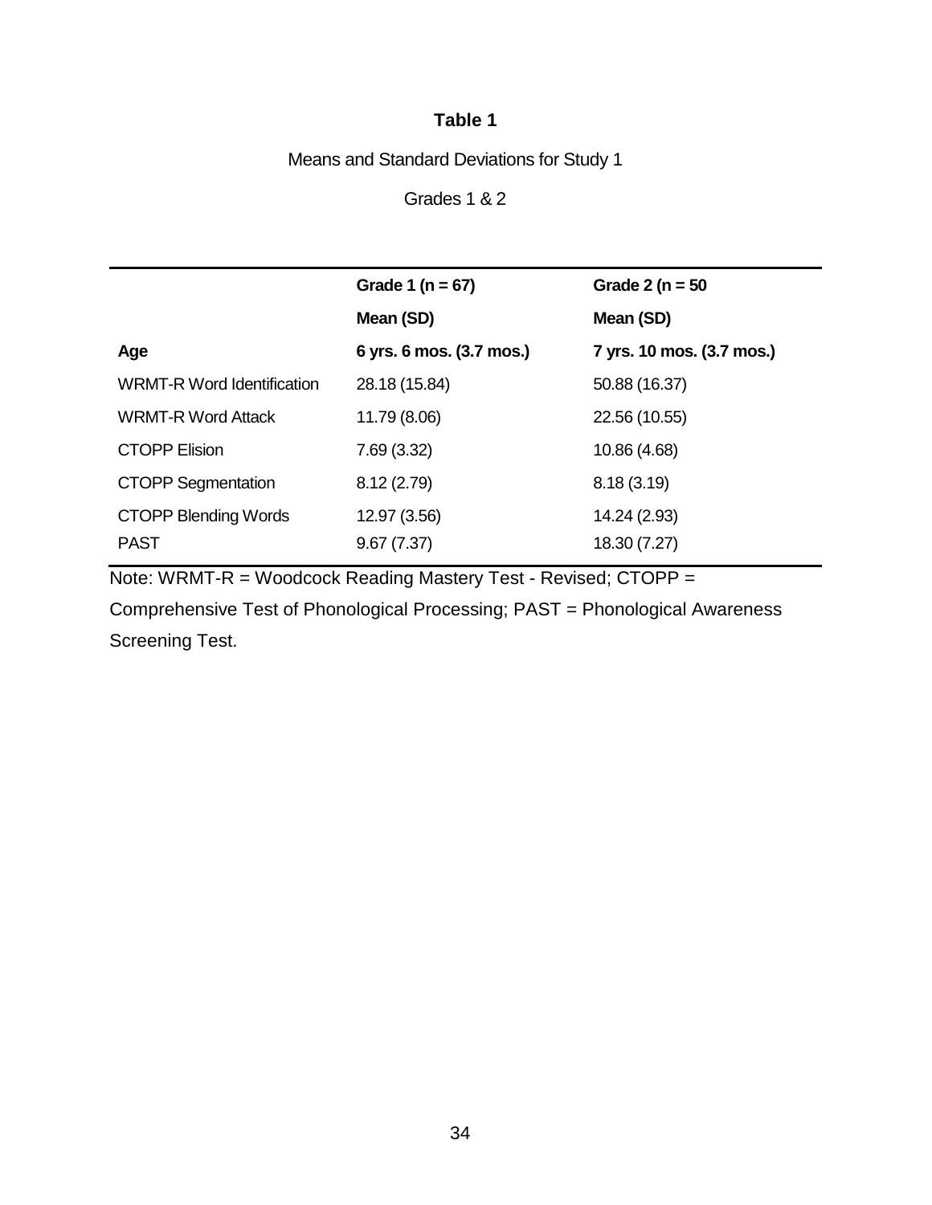**Table 1**

Means and Standard Deviations for Study 1

Grades 1 & 2

| | **Grade 1 (n = 67)** | **Grade 2 (n = 50** |
|---|---|---|
| | **Mean (SD)** | **Mean (SD)** |
| **Age** | **6 yrs. 6 mos. (3.7 mos.)** | **7 yrs. 10 mos. (3.7 mos.)** |
| WRMT-R Word Identification | 28.18 (15.84) | 50.88 (16.37) |
| WRMT-R Word Attack | 11.79 (8.06) | 22.56 (10.55) |
| CTOPP Elision | 7.69 (3.32) | 10.86 (4.68) |
| CTOPP Segmentation | 8.12 (2.79) | 8.18 (3.19) |
| CTOPP Blending Words | 12.97 (3.56) | 14.24 (2.93) |
| PAST | 9.67 (7.37) | 18.30 (7.27) |

Note: WRMT-R = Woodcock Reading Mastery Test - Revised; CTOPP = Comprehensive Test of Phonological Processing; PAST = Phonological Awareness Screening Test.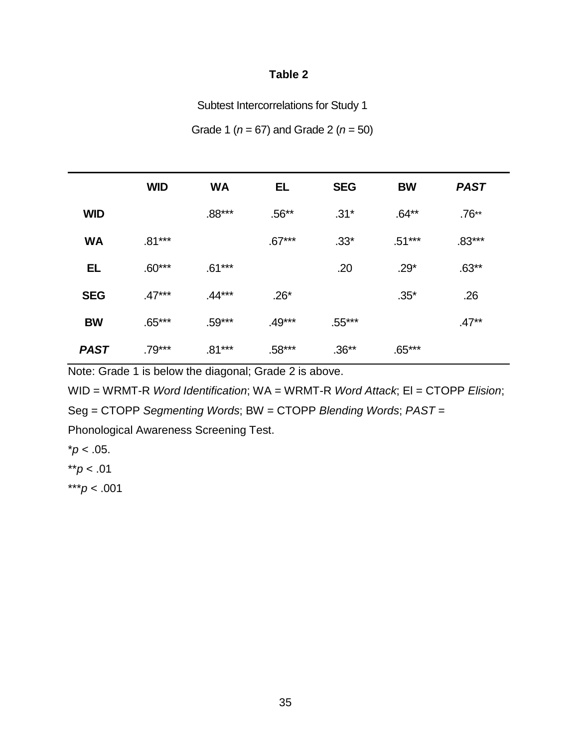**Table 2**

Subtest Intercorrelations for Study 1

Grade 1 (*n* = 67) and Grade 2 (*n* = 50)

| | **WID** | **WA** | **EL** | **SEG** | **BW** | ***PAST*** |
|---|---|---|---|---|---|---|
| **WID** | | .88*** | .56** | .31* | .64** | .76** |
| **WA** | .81*** | | .67*** | .33* | .51*** | .83*** |
| **EL** | .60*** | .61*** | | .20 | .29* | .63** |
| **SEG** | .47*** | .44*** | .26* | | .35* | .26 |
| **BW** | .65*** | .59*** | .49*** | .55*** | | .47** |
| ***PAST*** | .79*** | .81*** | .58*** | .36** | .65*** | |

Note: Grade 1 is below the diagonal; Grade 2 is above.

WID = WRMT-R *Word Identification*; WA = WRMT-R *Word Attack*; El = CTOPP *Elision*; Seg = CTOPP *Segmenting Words*; BW = CTOPP *Blending Words*; *PAST* = Phonological Awareness Screening Test.

*$p < .05$.

**$p < .01$

***$p < .001$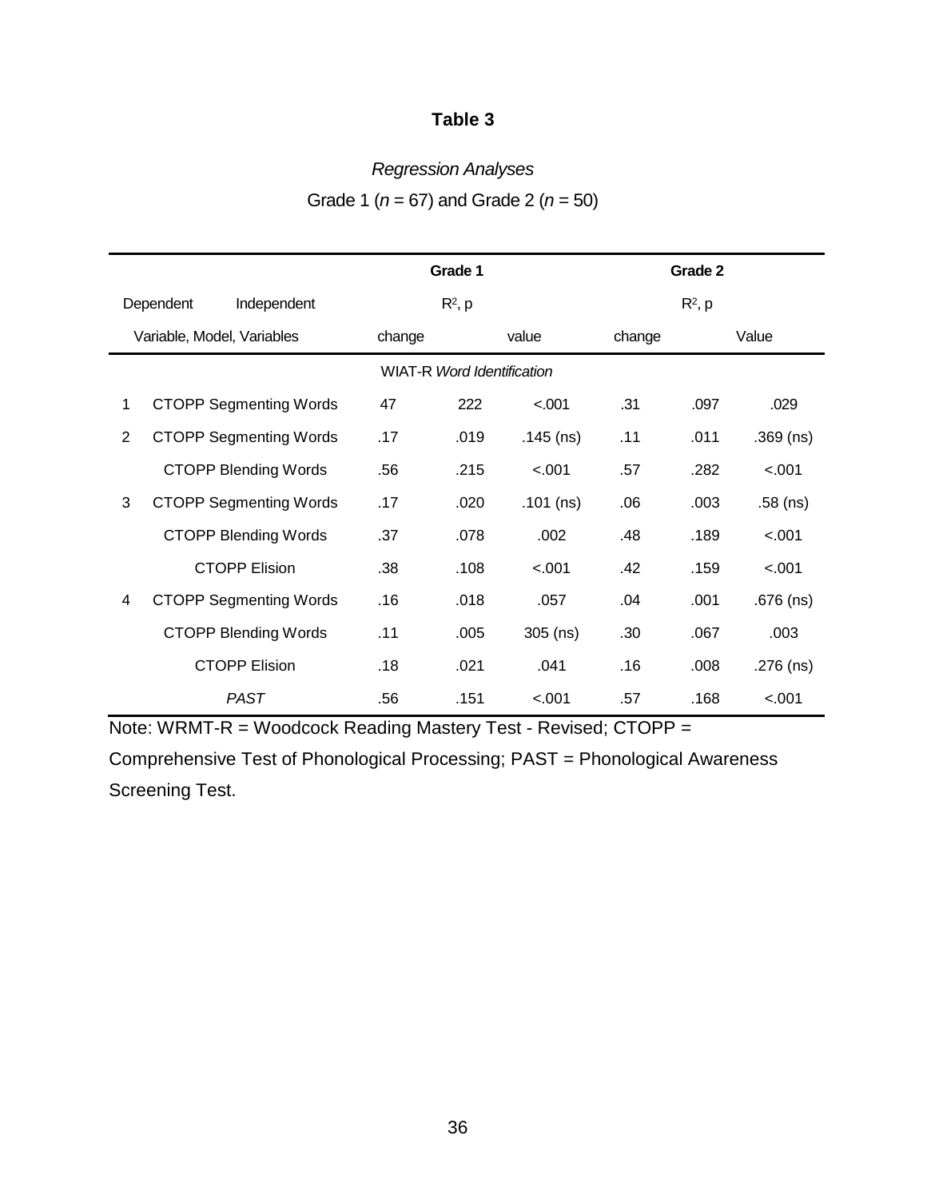**Table 3**

*Regression Analyses*

Grade 1 ($n$ = 67) and Grade 2 ($n$ = 50)

| Dependent Variable, Model | Independent Variables | Grade 1 | | | Grade 2 | | |
|---|---|---|---|---|---|---|---|
| | | $R^2$, p | | | $R^2$, p | | |
| | | change | | value | change | | Value |
| | | WIAT-R *Word Identification* | | | | | |
| 1 | CTOPP Segmenting Words | 47 | 222 | <.001 | .31 | .097 | .029 |
| 2 | CTOPP Segmenting Words | .17 | .019 | .145 (ns) | .11 | .011 | .369 (ns) |
| | CTOPP Blending Words | .56 | .215 | <.001 | .57 | .282 | <.001 |
| 3 | CTOPP Segmenting Words | .17 | .020 | .101 (ns) | .06 | .003 | .58 (ns) |
| | CTOPP Blending Words | .37 | .078 | .002 | .48 | .189 | <.001 |
| | CTOPP Elision | .38 | .108 | <.001 | .42 | .159 | <.001 |
| 4 | CTOPP Segmenting Words | .16 | .018 | .057 | .04 | .001 | .676 (ns) |
| | CTOPP Blending Words | .11 | .005 | 305 (ns) | .30 | .067 | .003 |
| | CTOPP Elision | .18 | .021 | .041 | .16 | .008 | .276 (ns) |
| | *PAST* | .56 | .151 | <.001 | .57 | .168 | <.001 |

Note: WRMT-R = Woodcock Reading Mastery Test - Revised; CTOPP = Comprehensive Test of Phonological Processing; PAST = Phonological Awareness Screening Test.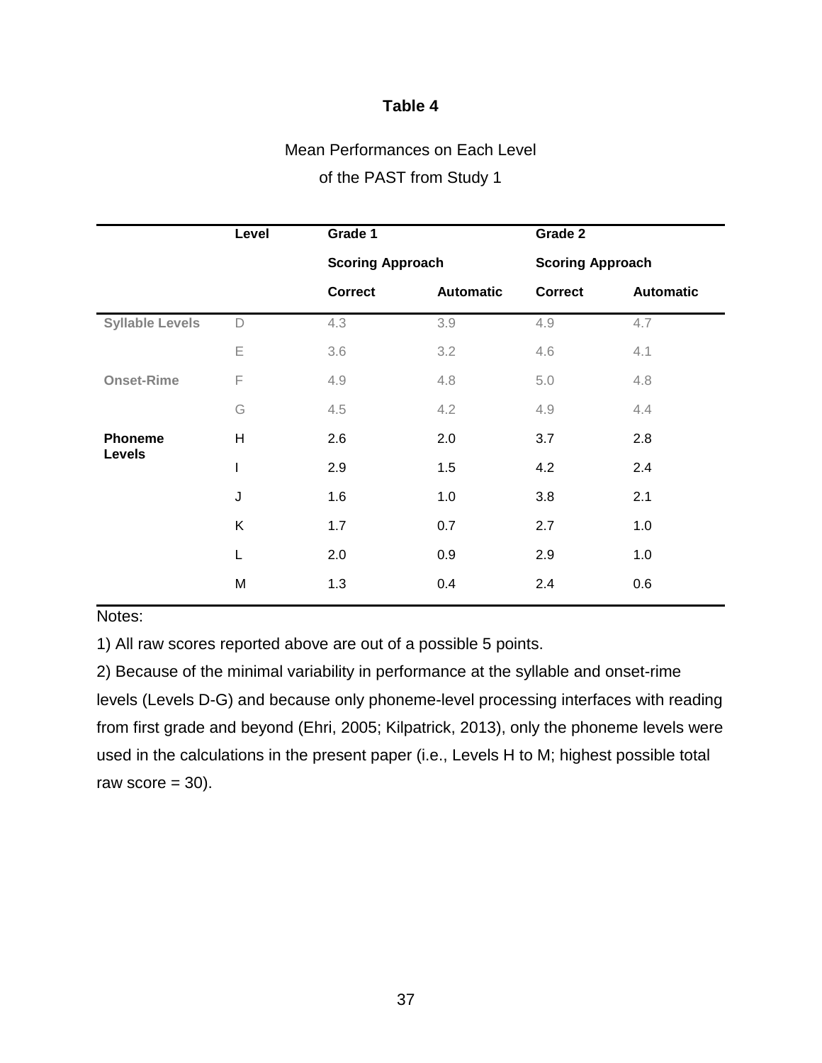**Table 4**

Mean Performances on Each Level of the PAST from Study 1

| | Level | Grade 1 | | Grade 2 | |
|---|---|---|---|---|---|
| | | Scoring Approach | | Scoring Approach | |
| | | Correct | Automatic | Correct | Automatic |
| **Syllable Levels** | D | 4.3 | 3.9 | 4.9 | 4.7 |
| | E | 3.6 | 3.2 | 4.6 | 4.1 |
| **Onset-Rime** | F | 4.9 | 4.8 | 5.0 | 4.8 |
| | G | 4.5 | 4.2 | 4.9 | 4.4 |
| **Phoneme Levels** | H | 2.6 | 2.0 | 3.7 | 2.8 |
| | I | 2.9 | 1.5 | 4.2 | 2.4 |
| | J | 1.6 | 1.0 | 3.8 | 2.1 |
| | K | 1.7 | 0.7 | 2.7 | 1.0 |
| | L | 2.0 | 0.9 | 2.9 | 1.0 |
| | M | 1.3 | 0.4 | 2.4 | 0.6 |

Notes:

1) All raw scores reported above are out of a possible 5 points.

2) Because of the minimal variability in performance at the syllable and onset-rime levels (Levels D-G) and because only phoneme-level processing interfaces with reading from first grade and beyond (Ehri, 2005; Kilpatrick, 2013), only the phoneme levels were used in the calculations in the present paper (i.e., Levels H to M; highest possible total raw score = 30).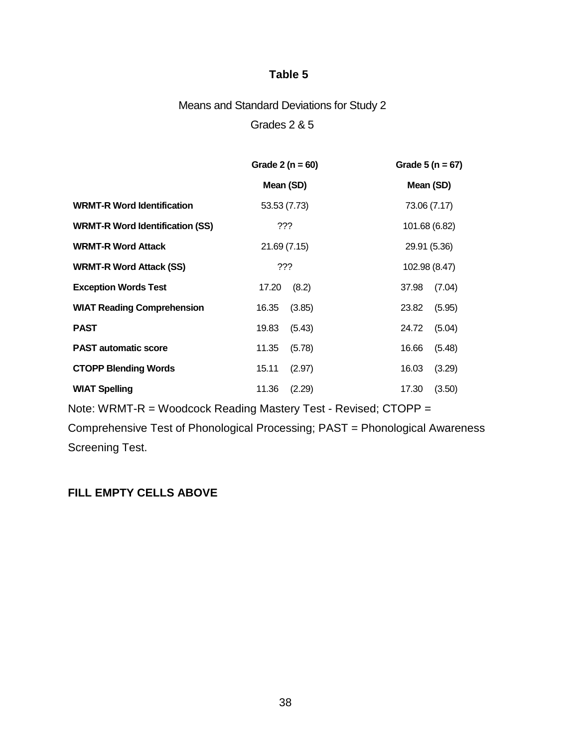**Table 5**

Means and Standard Deviations for Study 2

Grades 2 & 5

| | Grade 2 (n = 60) | Grade 5 (n = 67) |
|---|---|---|
| | Mean (SD) | Mean (SD) |
| **WRMT-R Word Identification** | 53.53 (7.73) | 73.06 (7.17) |
| **WRMT-R Word Identification (SS)** | ??? | 101.68 (6.82) |
| **WRMT-R Word Attack** | 21.69 (7.15) | 29.91 (5.36) |
| **WRMT-R Word Attack (SS)** | ??? | 102.98 (8.47) |
| **Exception Words Test** | 17.20 (8.2) | 37.98 (7.04) |
| **WIAT Reading Comprehension** | 16.35 (3.85) | 23.82 (5.95) |
| **PAST** | 19.83 (5.43) | 24.72 (5.04) |
| **PAST automatic score** | 11.35 (5.78) | 16.66 (5.48) |
| **CTOPP Blending Words** | 15.11 (2.97) | 16.03 (3.29) |
| **WIAT Spelling** | 11.36 (2.29) | 17.30 (3.50) |

Note: WRMT-R = Woodcock Reading Mastery Test - Revised; CTOPP = Comprehensive Test of Phonological Processing; PAST = Phonological Awareness Screening Test.

**FILL EMPTY CELLS ABOVE**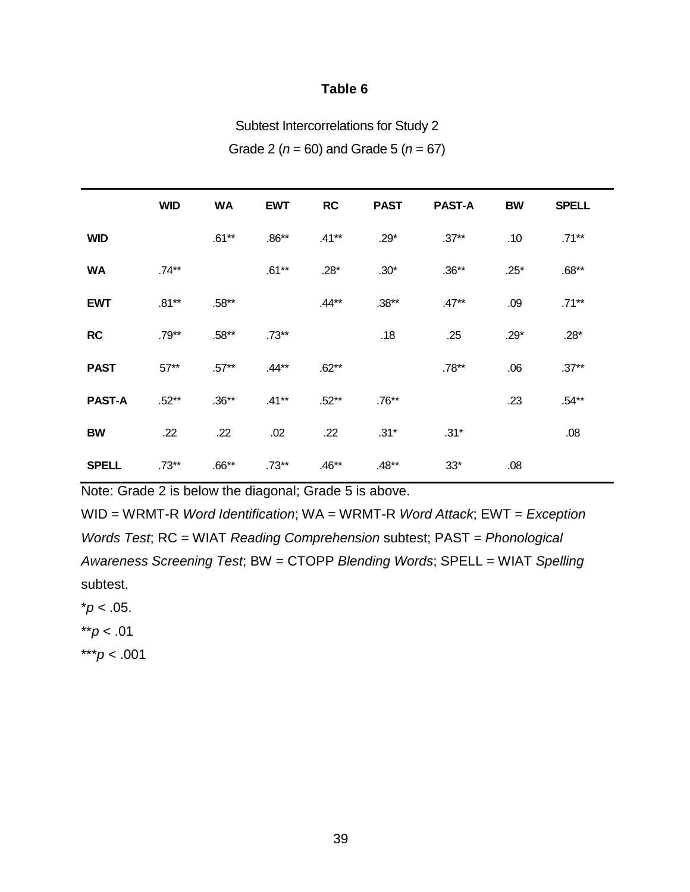**Table 6**

Subtest Intercorrelations for Study 2

Grade 2 ($n$ = 60) and Grade 5 ($n$ = 67)

| | WID | WA | EWT | RC | PAST | PAST-A | BW | SPELL |
|---|---|---|---|---|---|---|---|---|
| **WID** | | .61** | .86** | .41** | .29* | .37** | .10 | .71** |
| **WA** | .74** | | .61** | .28* | .30* | .36** | .25* | .68** |
| **EWT** | .81** | .58** | | .44** | .38** | .47** | .09 | .71** |
| **RC** | .79** | .58** | .73** | | .18 | .25 | .29* | .28* |
| **PAST** | 57** | .57** | .44** | .62** | | .78** | .06 | .37** |
| **PAST-A** | .52** | .36** | .41** | .52** | .76** | | .23 | .54** |
| **BW** | .22 | .22 | .02 | .22 | .31* | .31* | | .08 |
| **SPELL** | .73** | .66** | .73** | .46** | .48** | 33* | .08 | |

Note: Grade 2 is below the diagonal; Grade 5 is above.

WID = WRMT-R *Word Identification*; WA = WRMT-R *Word Attack*; EWT = *Exception Words Test*; RC = WIAT *Reading Comprehension* subtest; PAST = *Phonological Awareness Screening Test*; BW = CTOPP *Blending Words*; SPELL = WIAT *Spelling* subtest.

*$p$ < .05.

**$p$ < .01

***$p$ < .001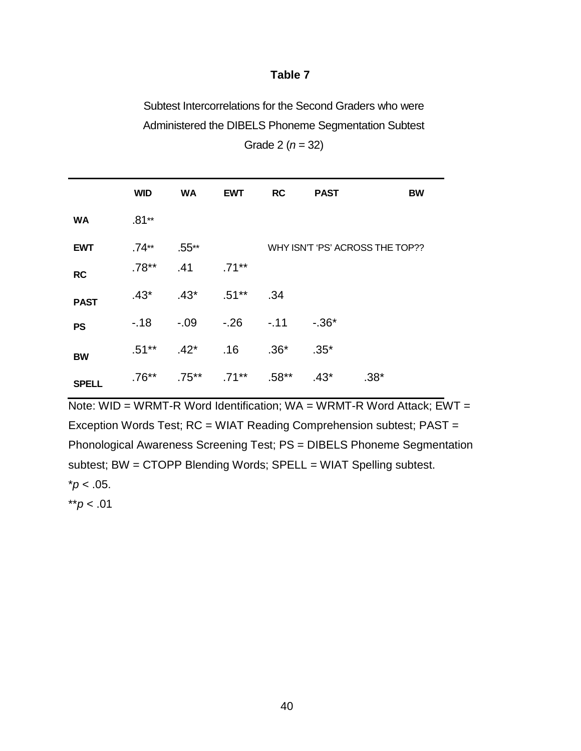**Table 7**

Subtest Intercorrelations for the Second Graders who were Administered the DIBELS Phoneme Segmentation Subtest

Grade 2 ($n$ = 32)

| | **WID** | **WA** | **EWT** | **RC** | **PAST** | **BW** |
|---|---|---|---|---|---|---|
| **WA** | .81** | | | | | |
| **EWT** | .74** | .55** | | WHY ISN'T 'PS' ACROSS THE TOP?? | | |
| **RC** | .78** | .41 | .71** | | | |
| **PAST** | .43* | .43* | .51** | .34 | | |
| **PS** | -.18 | -.09 | -.26 | -.11 | -.36* | |
| **BW** | .51** | .42* | .16 | .36* | .35* | |
| **SPELL** | .76** | .75** | .71** | .58** | .43* | .38* |

Note: WID = WRMT-R Word Identification; WA = WRMT-R Word Attack; EWT = Exception Words Test; RC = WIAT Reading Comprehension subtest; PAST = Phonological Awareness Screening Test; PS = DIBELS Phoneme Segmentation subtest; BW = CTOPP Blending Words; SPELL = WIAT Spelling subtest.

*$p < .05$.

**$p < .01$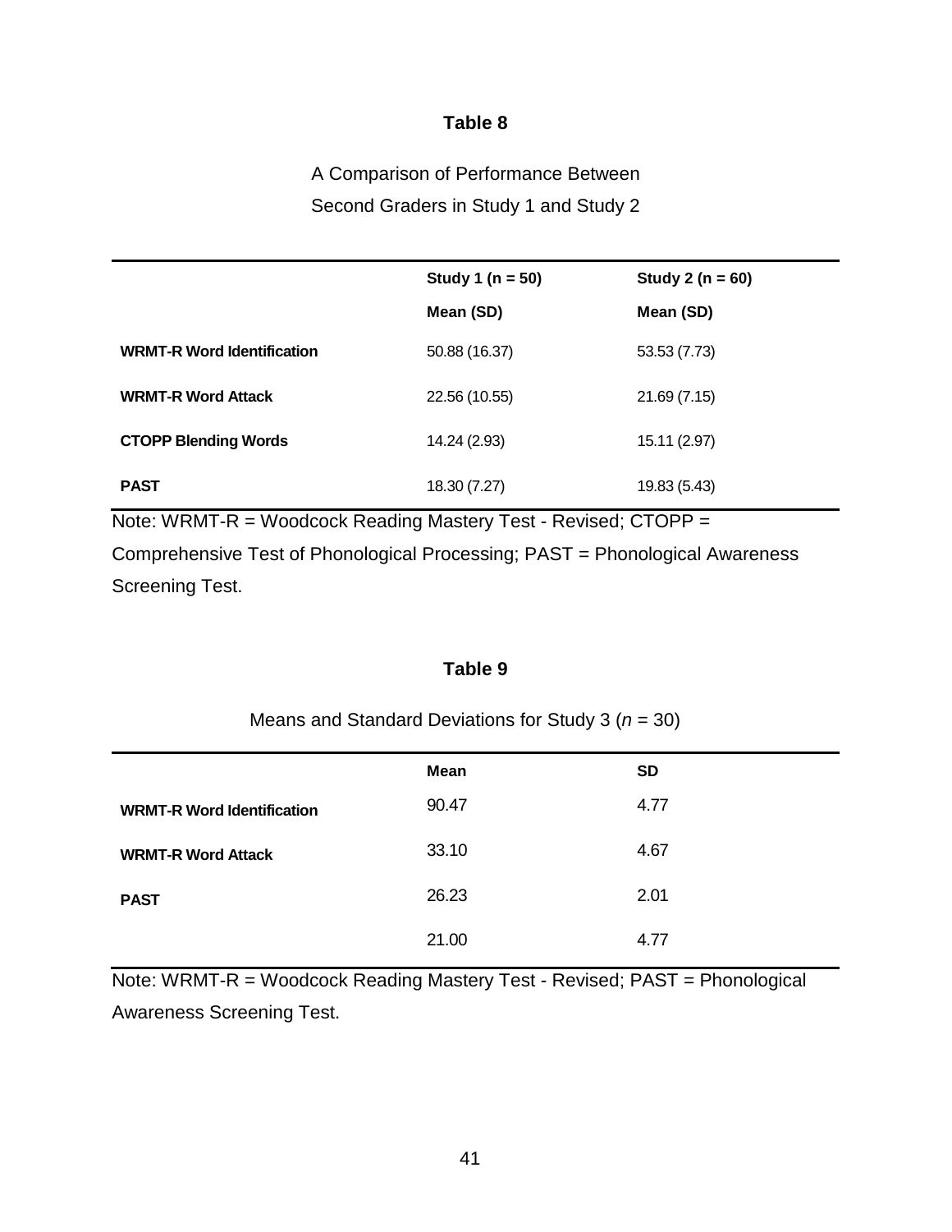**Table 8**

A Comparison of Performance Between
Second Graders in Study 1 and Study 2

| | Study 1 (n = 50) | Study 2 (n = 60) |
|---|---|---|
| | Mean (SD) | Mean (SD) |
| **WRMT-R Word Identification** | 50.88 (16.37) | 53.53 (7.73) |
| **WRMT-R Word Attack** | 22.56 (10.55) | 21.69 (7.15) |
| **CTOPP Blending Words** | 14.24 (2.93) | 15.11 (2.97) |
| **PAST** | 18.30 (7.27) | 19.83 (5.43) |

Note: WRMT-R = Woodcock Reading Mastery Test - Revised; CTOPP = Comprehensive Test of Phonological Processing; PAST = Phonological Awareness Screening Test.

**Table 9**

Means and Standard Deviations for Study 3 ($n$ = 30)

| | Mean | SD |
|---|---|---|
| **WRMT-R Word Identification** | 90.47 | 4.77 |
| **WRMT-R Word Attack** | 33.10 | 4.67 |
| **PAST** | 26.23 | 2.01 |
| | 21.00 | 4.77 |

Note: WRMT-R = Woodcock Reading Mastery Test - Revised; PAST = Phonological Awareness Screening Test.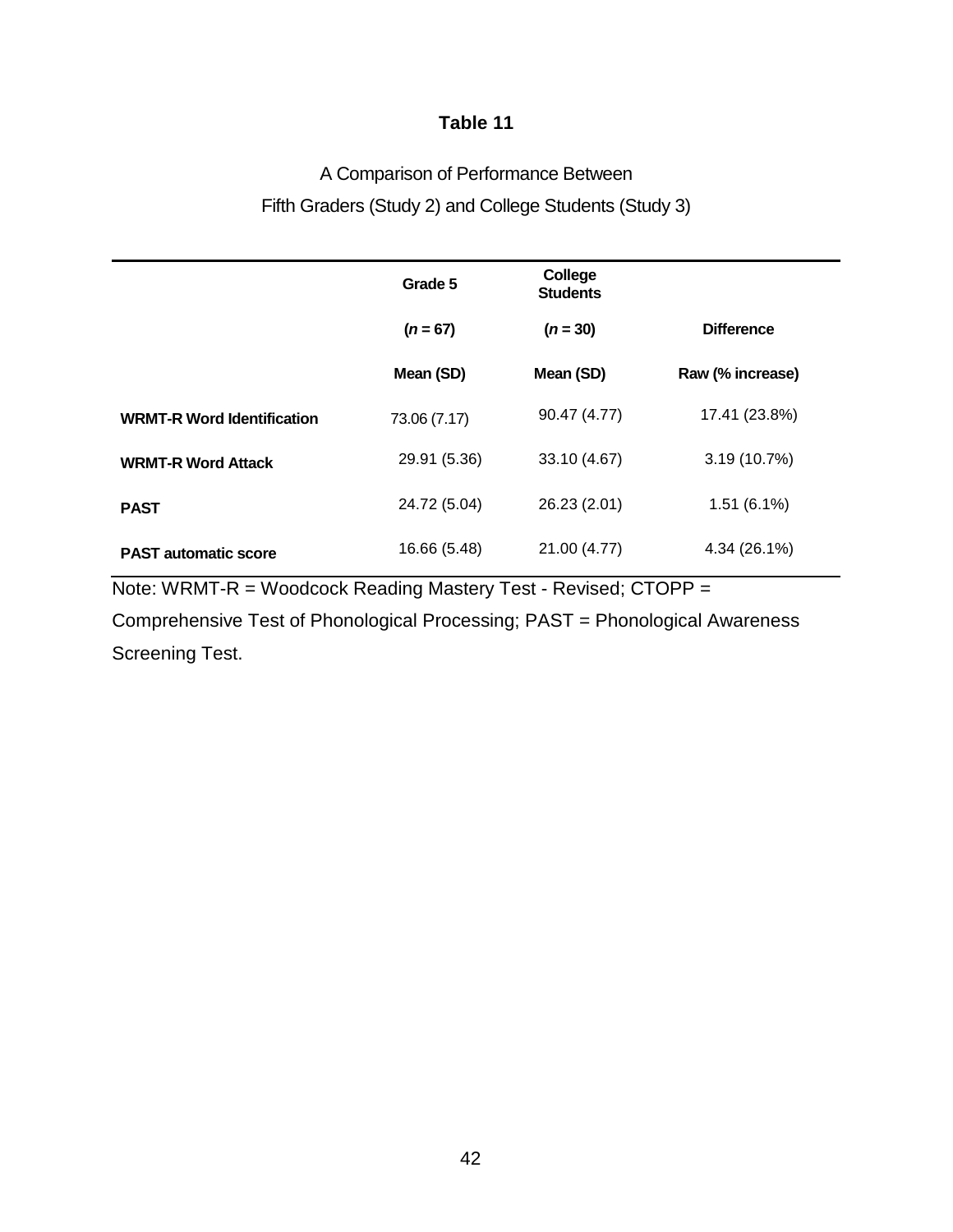**Table 11**

A Comparison of Performance Between

Fifth Graders (Study 2) and College Students (Study 3)

| | Grade 5 | College Students | |
|---|---|---|---|
| | (*n* = 67) | (*n* = 30) | Difference |
| | Mean (SD) | Mean (SD) | Raw (% increase) |
| **WRMT-R Word Identification** | 73.06 (7.17) | 90.47 (4.77) | 17.41 (23.8%) |
| **WRMT-R Word Attack** | 29.91 (5.36) | 33.10 (4.67) | 3.19 (10.7%) |
| **PAST** | 24.72 (5.04) | 26.23 (2.01) | 1.51 (6.1%) |
| **PAST automatic score** | 16.66 (5.48) | 21.00 (4.77) | 4.34 (26.1%) |

Note: WRMT-R = Woodcock Reading Mastery Test - Revised; CTOPP = Comprehensive Test of Phonological Processing; PAST = Phonological Awareness Screening Test.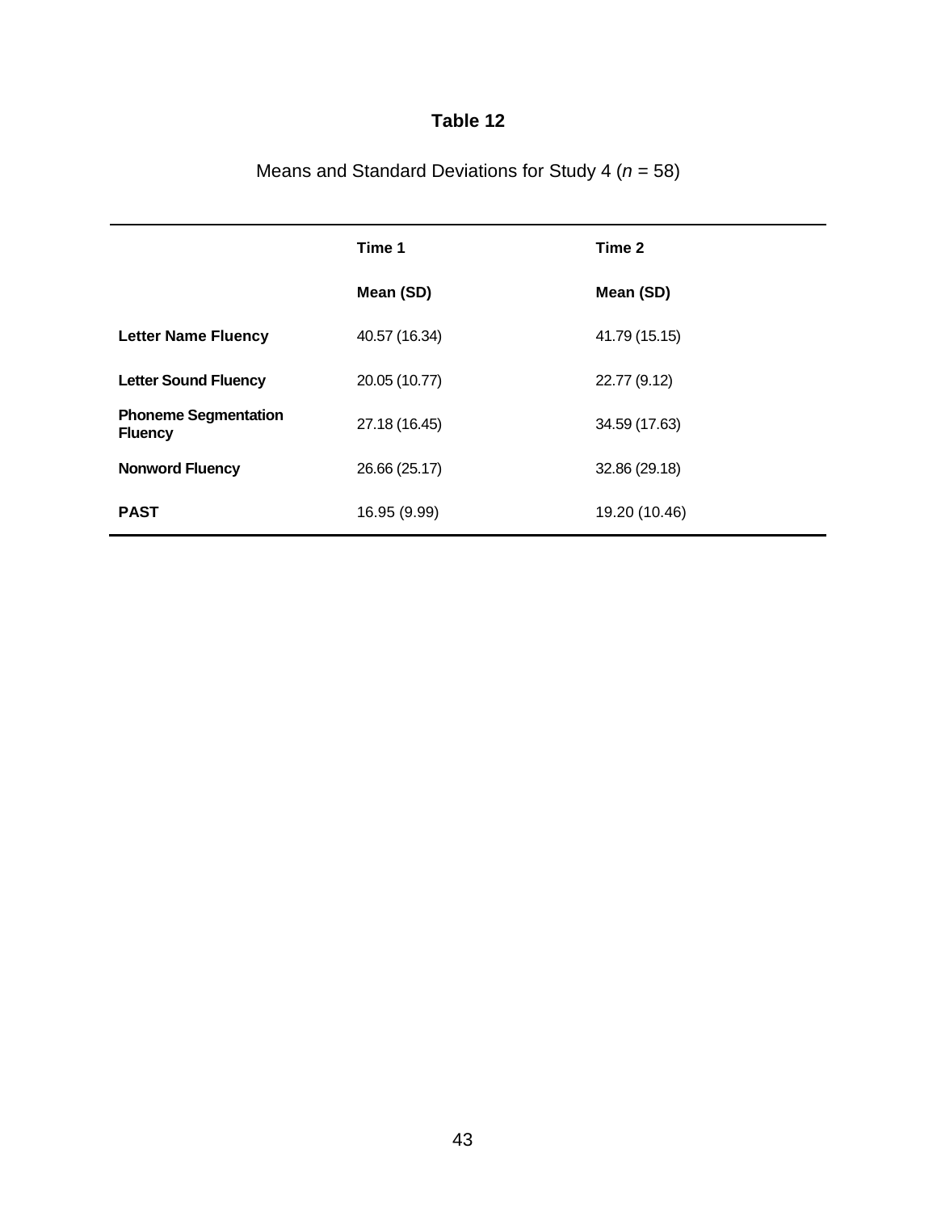# Table 12

Means and Standard Deviations for Study 4 ($n$ = 58)

| | Time 1 | Time 2 |
|---|---|---|
| | **Mean (SD)** | **Mean (SD)** |
| **Letter Name Fluency** | 40.57 (16.34) | 41.79 (15.15) |
| **Letter Sound Fluency** | 20.05 (10.77) | 22.77 (9.12) |
| **Phoneme Segmentation Fluency** | 27.18 (16.45) | 34.59 (17.63) |
| **Nonword Fluency** | 26.66 (25.17) | 32.86 (29.18) |
| **PAST** | 16.95 (9.99) | 19.20 (10.46) |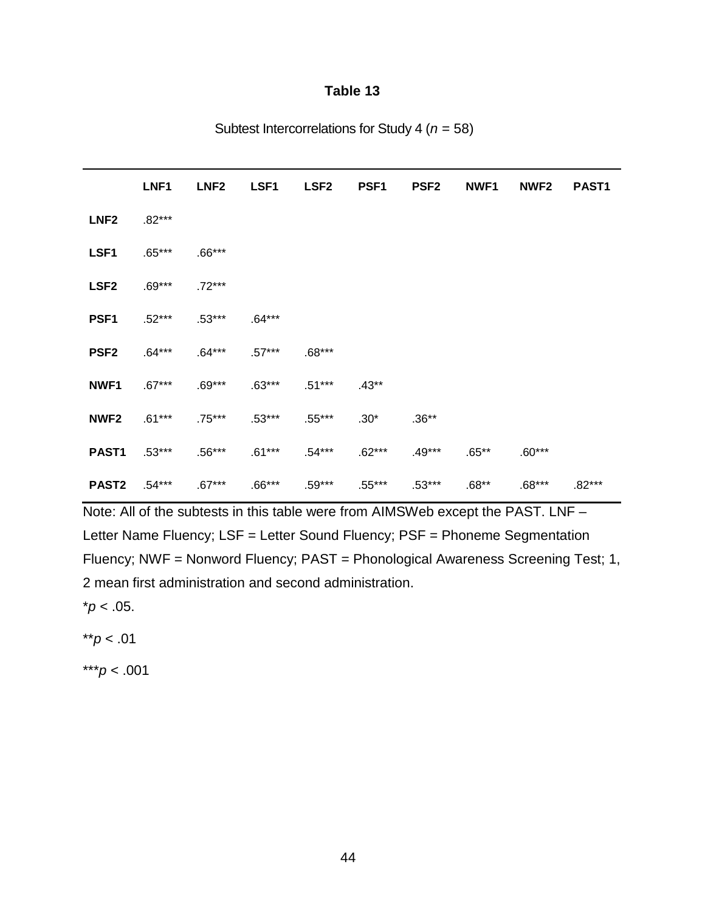**Table 13**

Subtest Intercorrelations for Study 4 (*n* = 58)

| | LNF1 | LNF2 | LSF1 | LSF2 | PSF1 | PSF2 | NWF1 | NWF2 | PAST1 |
|---|---|---|---|---|---|---|---|---|---|
| **LNF2** | .82*** | | | | | | | | |
| **LSF1** | .65*** | .66*** | | | | | | | |
| **LSF2** | .69*** | .72*** | | | | | | | |
| **PSF1** | .52*** | .53*** | .64*** | | | | | | |
| **PSF2** | .64*** | .64*** | .57*** | .68*** | | | | | |
| **NWF1** | .67*** | .69*** | .63*** | .51*** | .43** | | | | |
| **NWF2** | .61*** | .75*** | .53*** | .55*** | .30* | .36** | | | |
| **PAST1** | .53*** | .56*** | .61*** | .54*** | .62*** | .49*** | .65** | .60*** | |
| **PAST2** | .54*** | .67*** | .66*** | .59*** | .55*** | .53*** | .68** | .68*** | .82*** |

Note: All of the subtests in this table were from AIMSWeb except the PAST. LNF – Letter Name Fluency; LSF = Letter Sound Fluency; PSF = Phoneme Segmentation Fluency; NWF = Nonword Fluency; PAST = Phonological Awareness Screening Test; 1, 2 mean first administration and second administration.

*$p < .05$.

**$p < .01$

***$p < .001$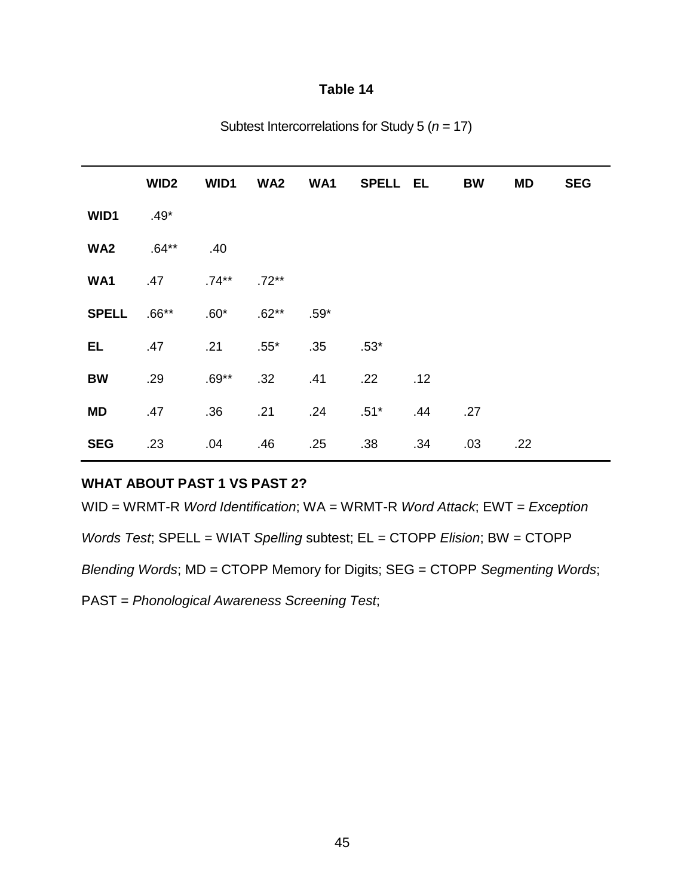**Table 14**

Subtest Intercorrelations for Study 5 (*n* = 17)

| | **WID2** | **WID1** | **WA2** | **WA1** | **SPELL** | **EL** | **BW** | **MD** | **SEG** |
|---|---|---|---|---|---|---|---|---|---|
| **WID1** | .49* | | | | | | | | |
| **WA2** | .64** | .40 | | | | | | | |
| **WA1** | .47 | .74** | .72** | | | | | | |
| **SPELL** | .66** | .60* | .62** | .59* | | | | | |
| **EL** | .47 | .21 | .55* | .35 | .53* | | | | |
| **BW** | .29 | .69** | .32 | .41 | .22 | .12 | | | |
| **MD** | .47 | .36 | .21 | .24 | .51* | .44 | .27 | | |
| **SEG** | .23 | .04 | .46 | .25 | .38 | .34 | .03 | .22 | |

**WHAT ABOUT PAST 1 VS PAST 2?**

WID = WRMT-R *Word Identification*; WA = WRMT-R *Word Attack*; EWT = *Exception Words Test*; SPELL = WIAT *Spelling* subtest; EL = CTOPP *Elision*; BW = CTOPP *Blending Words*; MD = CTOPP Memory for Digits; SEG = CTOPP *Segmenting Words*; PAST = *Phonological Awareness Screening Test*;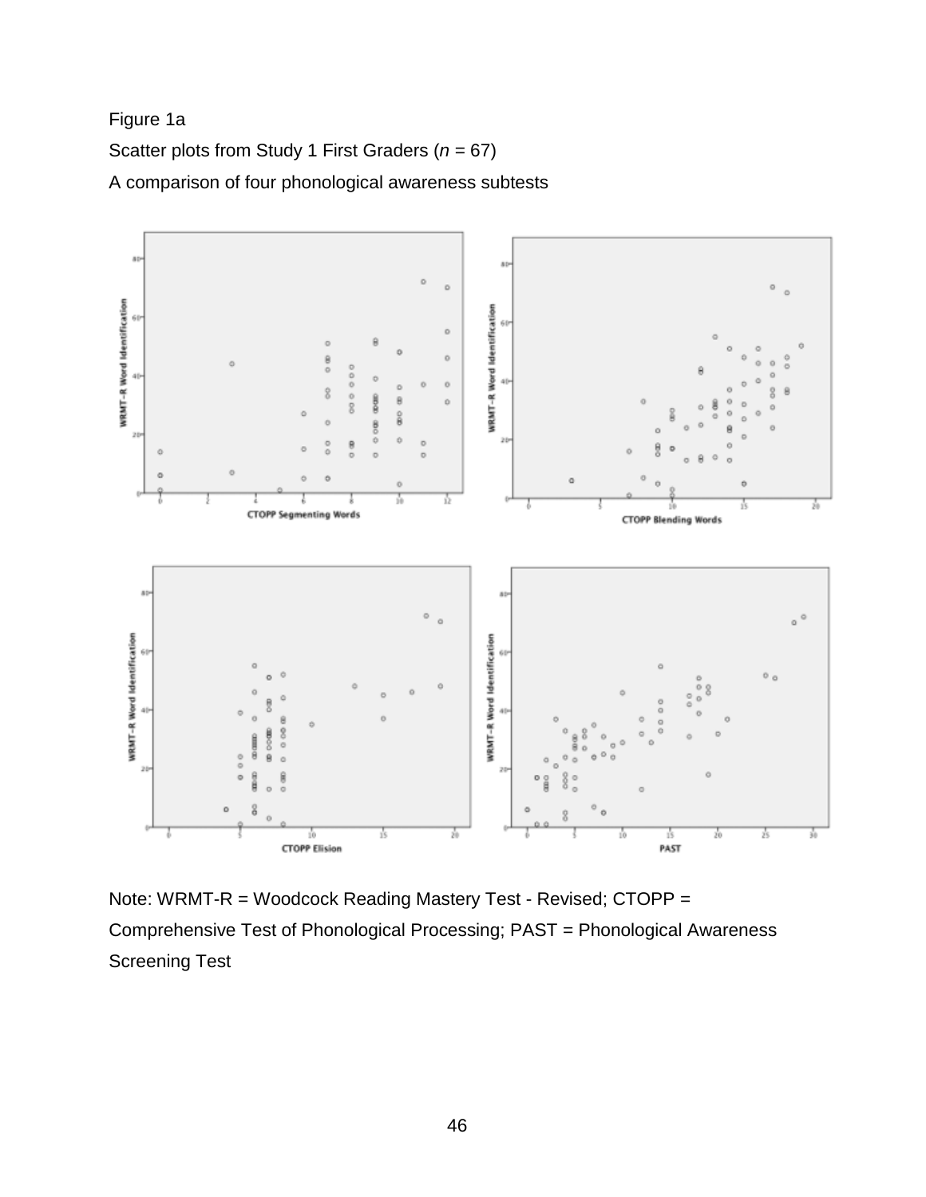Figure 1a

Scatter plots from Study 1 First Graders ($n$ = 67)

A comparison of four phonological awareness subtests

Note: WRMT-R = Woodcock Reading Mastery Test - Revised; CTOPP = Comprehensive Test of Phonological Processing; PAST = Phonological Awareness Screening Test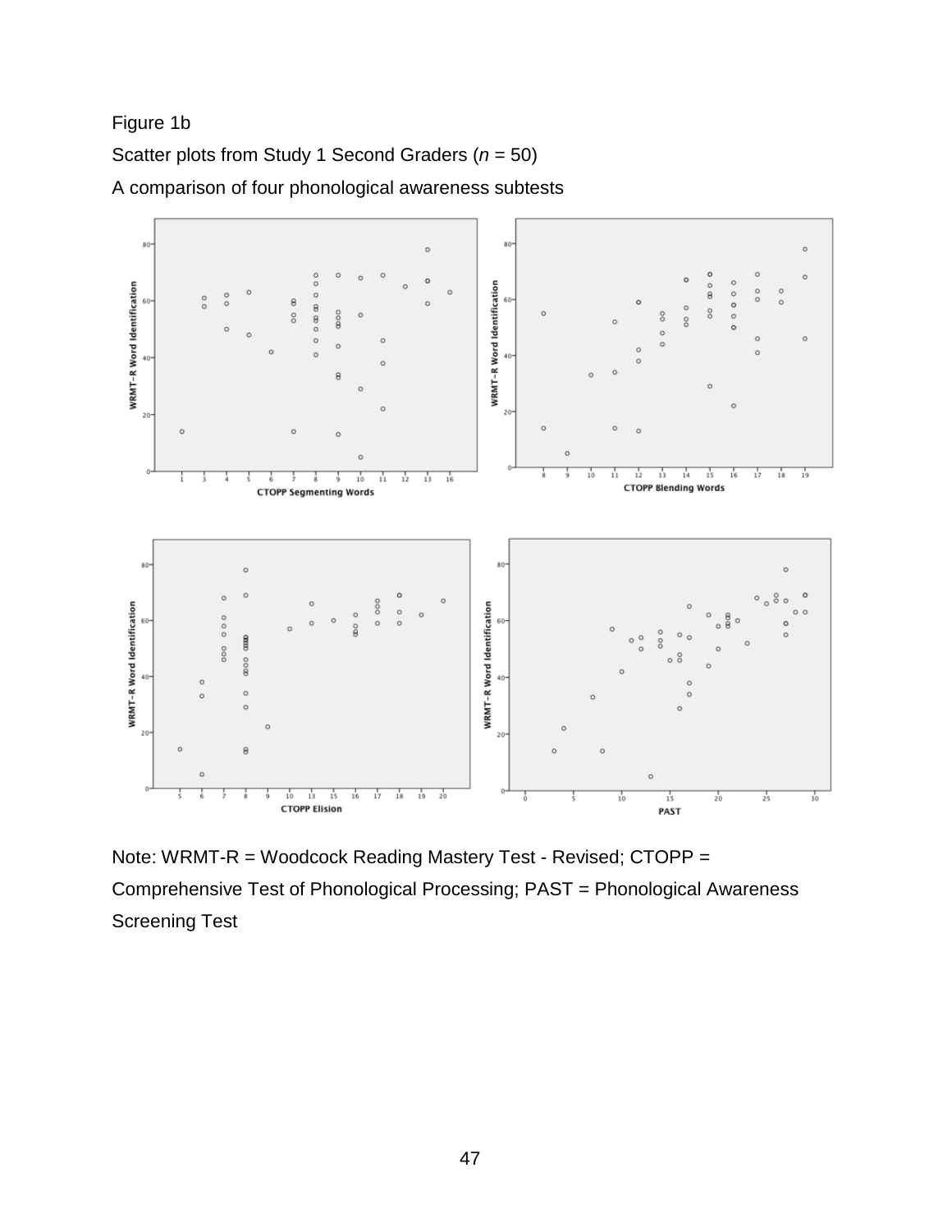Figure 1b

Scatter plots from Study 1 Second Graders (*n* = 50)

A comparison of four phonological awareness subtests

Note: WRMT-R = Woodcock Reading Mastery Test - Revised; CTOPP = Comprehensive Test of Phonological Processing; PAST = Phonological Awareness Screening Test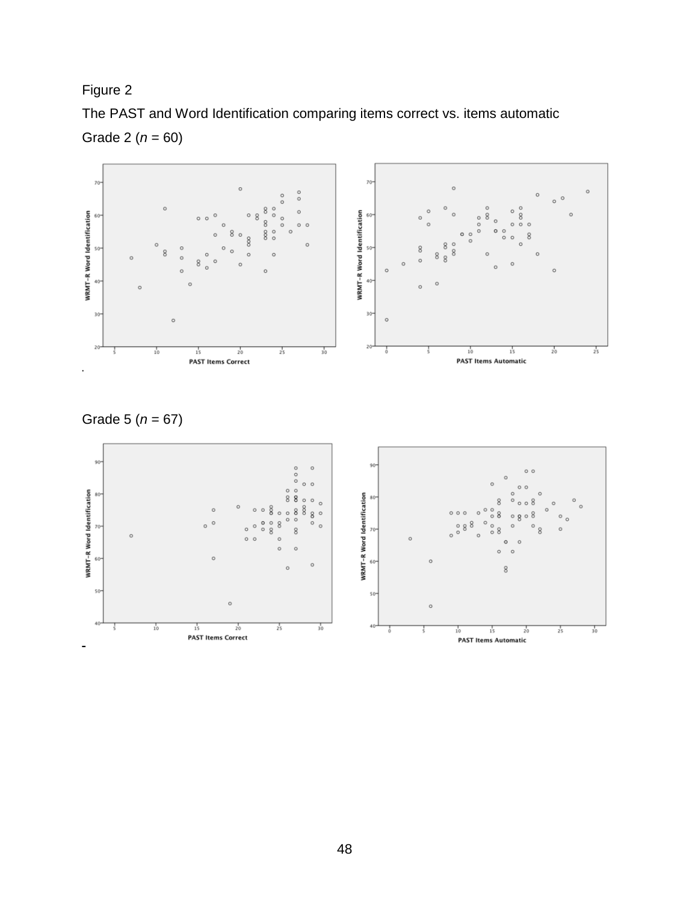Figure 2

The PAST and Word Identification comparing items correct vs. items automatic

Grade 2 (*n* = 60)

WRMT-R Word Identification

70
60
50
40
30
20

5 10 15 20 25 30

PAST Items Correct

WRMT-R Word Identification

70
60
50
40
30
20

0 5 10 15 20 25

PAST Items Automatic

Grade 5 (*n* = 67)

WRMT-R Word Identification

90
80
70
60
50
40

5 10 15 20 25 30

PAST Items Correct

WRMT-R Word Identification

90
80
70
60
50
40

0 5 10 15 20 25 30

PAST Items Automatic